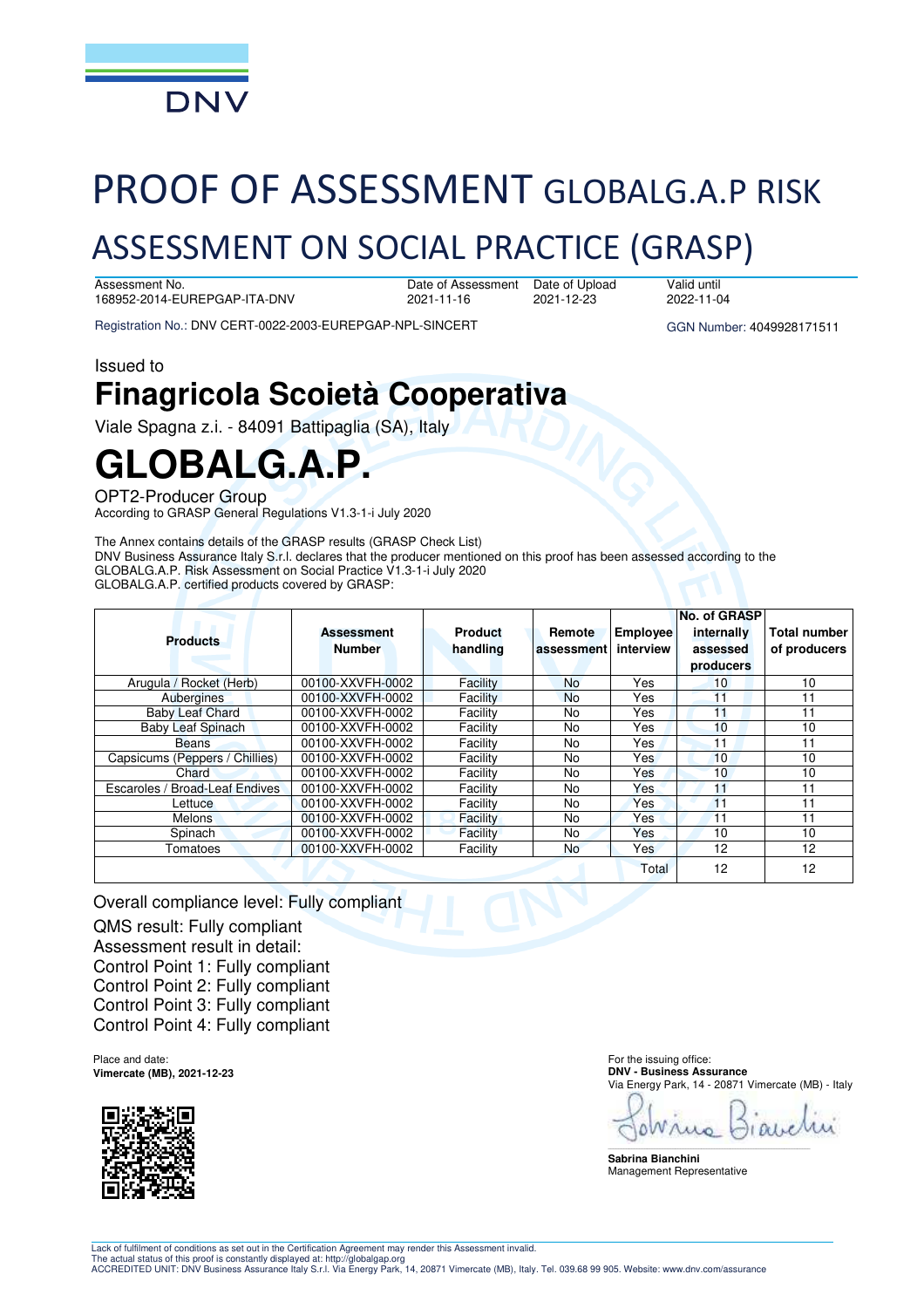DNV

# PROOF OF ASSESSMENT GLOBALG.A.P RISK ASSESSMENT ON SOCIAL PRACTICE (GRASP)

| Assessment No. | Date of Assessment | Date of Upload | Valid until |
|---|---|---|---|
| 168952-2014-EUREPGAP-ITA-DNV | 2021-11-16 | 2021-12-23 | 2022-11-04 |

Registration No.: DNV CERT-0022-2003-EUREPGAP-NPL-SINCERT

GGN Number: 4049928171511

Issued to

## Finagricola Scoietà Cooperativa

Viale Spagna z.i. - 84091 Battipaglia (SA), Italy

# GLOBALG.A.P.

OPT2-Producer Group

According to GRASP General Regulations V1.3-1-i July 2020

The Annex contains details of the GRASP results (GRASP Check List)

DNV Business Assurance Italy S.r.l. declares that the producer mentioned on this proof has been assessed according to the GLOBALG.A.P. Risk Assessment on Social Practice V1.3-1-i July 2020

GLOBALG.A.P. certified products covered by GRASP:

| Products | Assessment Number | Product handling | Remote assessment | Employee interview | No. of GRASP internally assessed producers | Total number of producers |
|---|---|---|---|---|---|---|
| Arugula / Rocket (Herb) | 00100-XXVFH-0002 | Facility | No | Yes | 10 | 10 |
| Aubergines | 00100-XXVFH-0002 | Facility | No | Yes | 11 | 11 |
| Baby Leaf Chard | 00100-XXVFH-0002 | Facility | No | Yes | 11 | 11 |
| Baby Leaf Spinach | 00100-XXVFH-0002 | Facility | No | Yes | 10 | 10 |
| Beans | 00100-XXVFH-0002 | Facility | No | Yes | 11 | 11 |
| Capsicums (Peppers / Chillies) | 00100-XXVFH-0002 | Facility | No | Yes | 10 | 10 |
| Chard | 00100-XXVFH-0002 | Facility | No | Yes | 10 | 10 |
| Escaroles / Broad-Leaf Endives | 00100-XXVFH-0002 | Facility | No | Yes | 11 | 11 |
| Lettuce | 00100-XXVFH-0002 | Facility | No | Yes | 11 | 11 |
| Melons | 00100-XXVFH-0002 | Facility | No | Yes | 11 | 11 |
| Spinach | 00100-XXVFH-0002 | Facility | No | Yes | 10 | 10 |
| Tomatoes | 00100-XXVFH-0002 | Facility | No | Yes | 12 | 12 |
| | | | | Total | 12 | 12 |

Overall compliance level: Fully compliant

QMS result: Fully compliant

Assessment result in detail:

Control Point 1: Fully compliant

Control Point 2: Fully compliant

Control Point 3: Fully compliant

Control Point 4: Fully compliant

Place and date:

**Vimercate (MB), 2021-12-23**

For the issuing office:

**DNV - Business Assurance**

Via Energy Park, 14 - 20871 Vimercate (MB) - Italy

**Sabrina Bianchini**

Management Representative

Lack of fulfilment of conditions as set out in the Certification Agreement may render this Assessment invalid.
The actual status of this proof is constantly displayed at: http://globalgap.org
ACCREDITED UNIT: DNV Business Assurance Italy S.r.l. Via Energy Park, 14, 20871 Vimercate (MB), Italy. Tel. 039.68 99 905. Website: www.dnv.com/assurance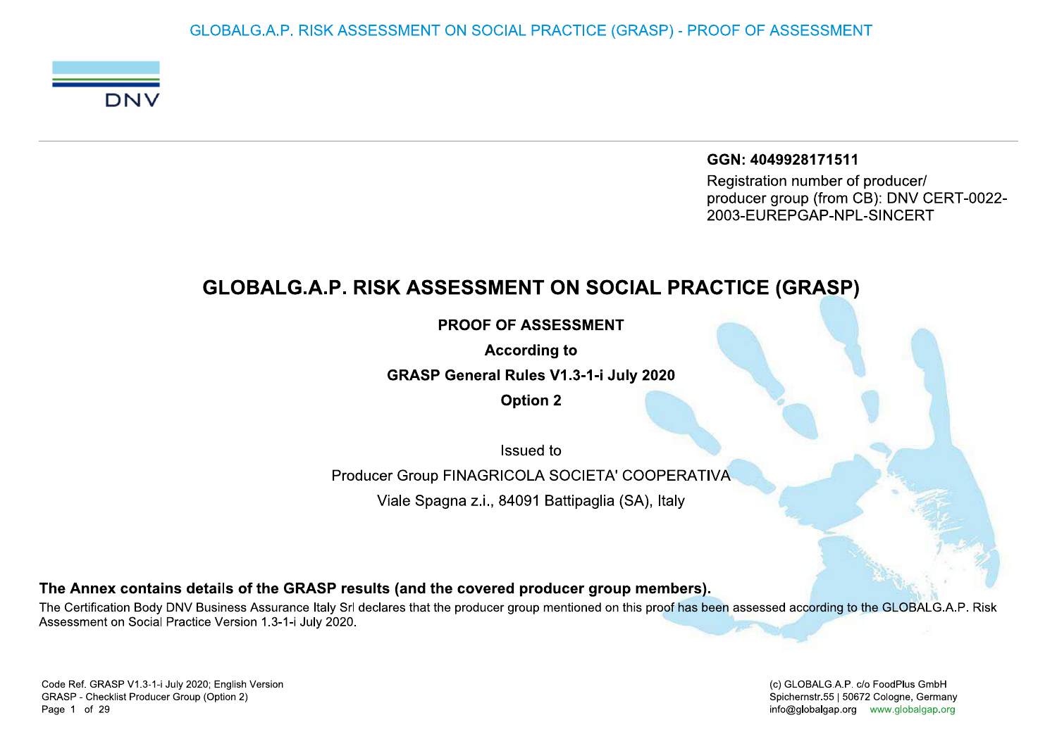**GGN: 4049928171511**

Registration number of producer/ producer group (from CB): DNV CERT-0022-2003-EUREPGAP-NPL-SINCERT

# GLOBALG.A.P. RISK ASSESSMENT ON SOCIAL PRACTICE (GRASP)

**PROOF OF ASSESSMENT**

**According to**

**GRASP General Rules V1.3-1-i July 2020**

**Option 2**

Issued to

Producer Group FINAGRICOLA SOCIETA' COOPERATIVA

Viale Spagna z.i., 84091 Battipaglia (SA), Italy

**The Annex contains details of the GRASP results (and the covered producer group members).**

The Certification Body DNV Business Assurance Italy Srl declares that the producer group mentioned on this proof has been assessed according to the GLOBALG.A.P. Risk Assessment on Social Practice Version 1.3-1-i July 2020.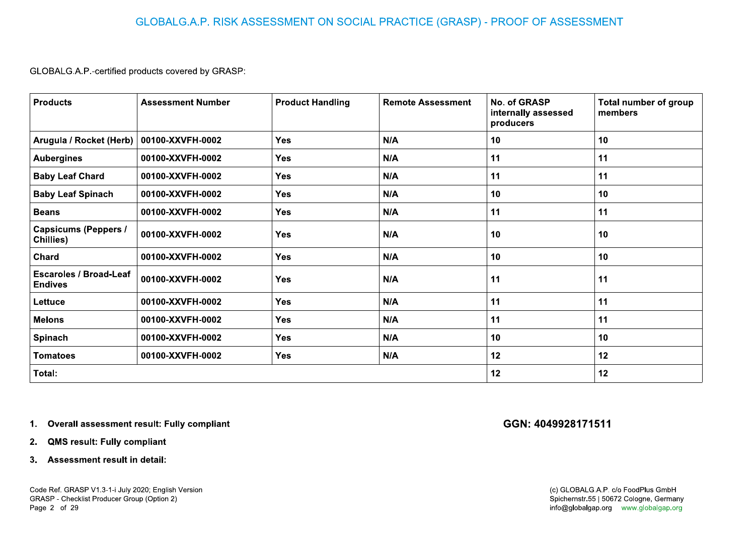# GLOBALG.A.P. RISK ASSESSMENT ON SOCIAL PRACTICE (GRASP) - PROOF OF ASSESSMENT

GLOBALG.A.P.-certified products covered by GRASP:

| Products | Assessment Number | Product Handling | Remote Assessment | No. of GRASP internally assessed producers | Total number of group members |
|---|---|---|---|---|---|
| **Arugula / Rocket (Herb)** | **00100-XXVFH-0002** | **Yes** | **N/A** | **10** | **10** |
| **Aubergines** | **00100-XXVFH-0002** | **Yes** | **N/A** | **11** | **11** |
| **Baby Leaf Chard** | **00100-XXVFH-0002** | **Yes** | **N/A** | **11** | **11** |
| **Baby Leaf Spinach** | **00100-XXVFH-0002** | **Yes** | **N/A** | **10** | **10** |
| **Beans** | **00100-XXVFH-0002** | **Yes** | **N/A** | **11** | **11** |
| **Capsicums (Peppers / Chillies)** | **00100-XXVFH-0002** | **Yes** | **N/A** | **10** | **10** |
| **Chard** | **00100-XXVFH-0002** | **Yes** | **N/A** | **10** | **10** |
| **Escaroles / Broad-Leaf Endives** | **00100-XXVFH-0002** | **Yes** | **N/A** | **11** | **11** |
| **Lettuce** | **00100-XXVFH-0002** | **Yes** | **N/A** | **11** | **11** |
| **Melons** | **00100-XXVFH-0002** | **Yes** | **N/A** | **11** | **11** |
| **Spinach** | **00100-XXVFH-0002** | **Yes** | **N/A** | **10** | **10** |
| **Tomatoes** | **00100-XXVFH-0002** | **Yes** | **N/A** | **12** | **12** |
| Total: | | | | **12** | **12** |

**GGN: 4049928171511**

1. **Overall assessment result: Fully compliant**
2. **QMS result: Fully compliant**
3. **Assessment result in detail:**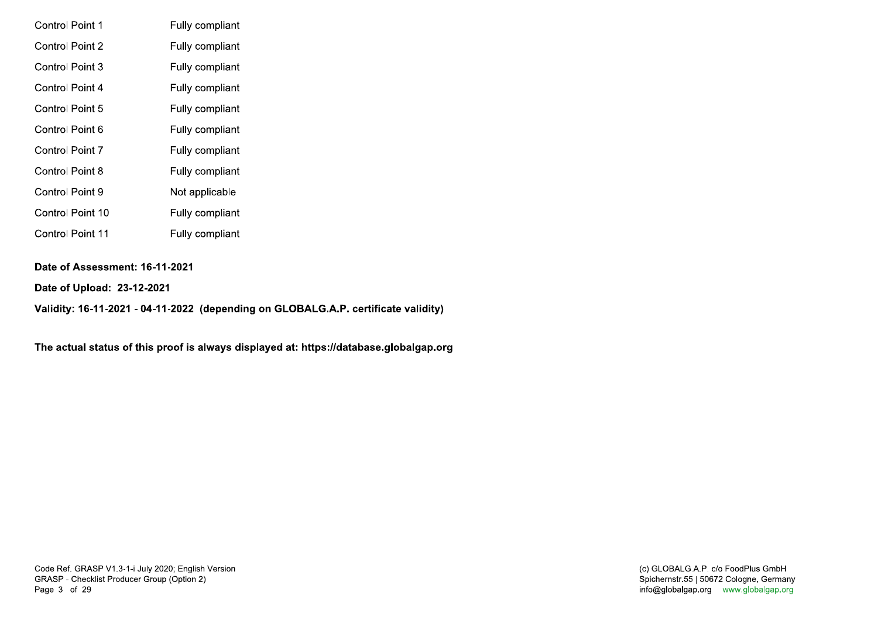| | |
|---|---|
| Control Point 1 | Fully compliant |
| Control Point 2 | Fully compliant |
| Control Point 3 | Fully compliant |
| Control Point 4 | Fully compliant |
| Control Point 5 | Fully compliant |
| Control Point 6 | Fully compliant |
| Control Point 7 | Fully compliant |
| Control Point 8 | Fully compliant |
| Control Point 9 | Not applicable |
| Control Point 10 | Fully compliant |
| Control Point 11 | Fully compliant |

**Date of Assessment: 16-11-2021**

**Date of Upload: 23-12-2021**

**Validity: 16-11-2021 - 04-11-2022 (depending on GLOBALG.A.P. certificate validity)**

**The actual status of this proof is always displayed at: https://database.globalgap.org**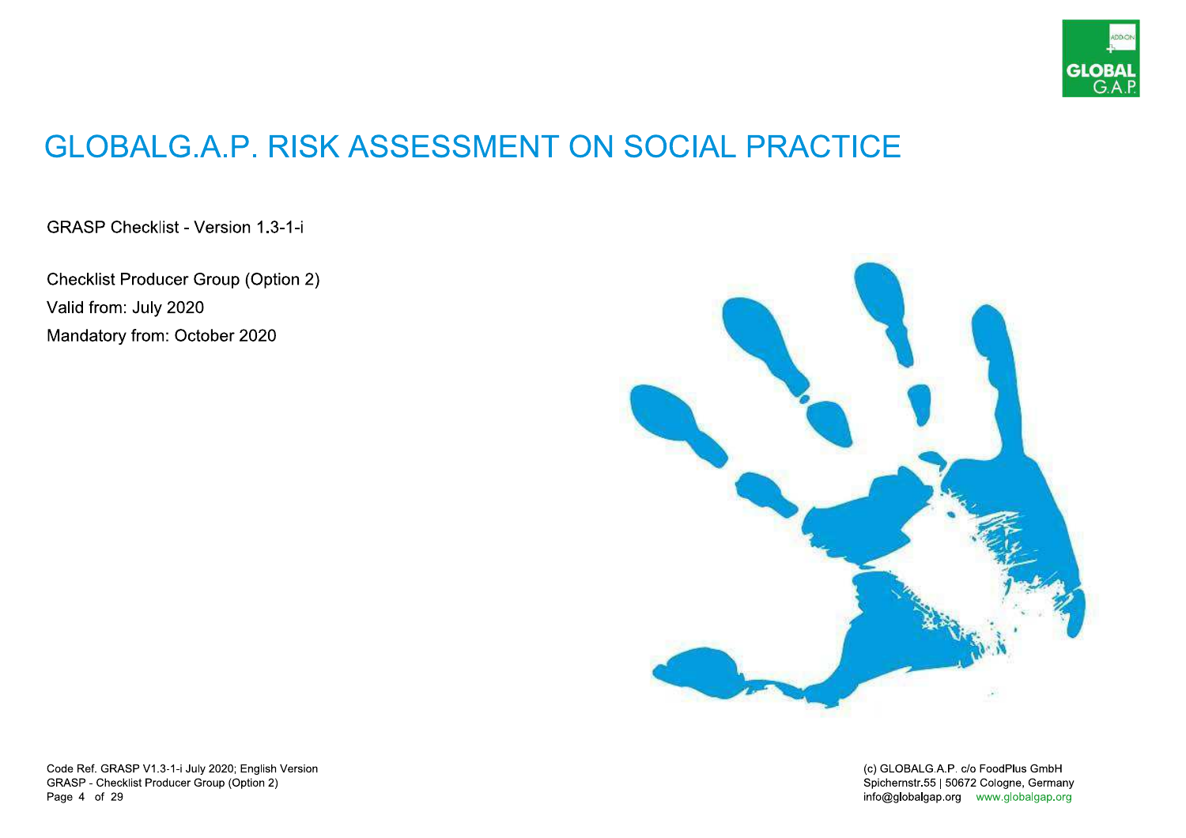# GLOBALG.A.P. RISK ASSESSMENT ON SOCIAL PRACTICE

GRASP Checklist - Version 1.3-1-i

Checklist Producer Group (Option 2)

Valid from: July 2020

Mandatory from: October 2020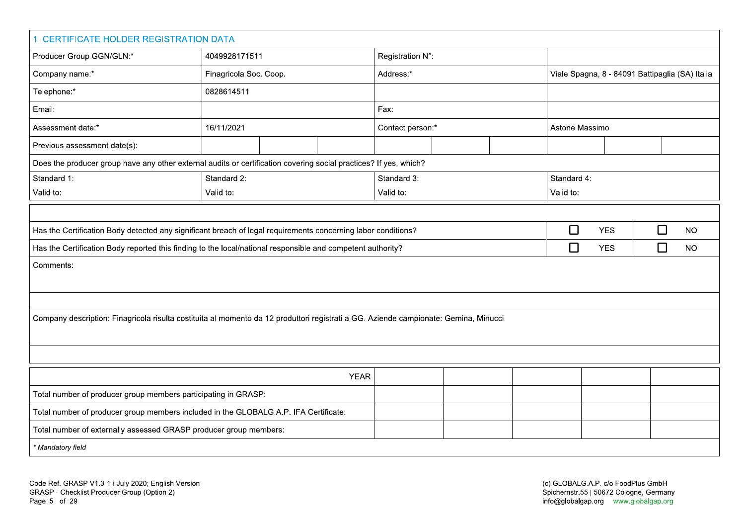## 1. CERTIFICATE HOLDER REGISTRATION DATA

| | | | |
|---|---|---|---|
| Producer Group GGN/GLN:* | 4049928171511 | Registration N°: | |
| Company name:* | Finagricola Soc. Coop. | Address:* | Viale Spagna, 8 - 84091 Battipaglia (SA) Italia |
| Telephone:* | 0828614511 | | |
| Email: | | Fax: | |
| Assessment date:* | 16/11/2021 | Contact person:* | Astone Massimo |
| Previous assessment date(s): | | | |

Does the producer group have any other external audits or certification covering social practices? If yes, which?

| | | | |
|---|---|---|---|
| Standard 1:<br>Valid to: | Standard 2:<br>Valid to: | Standard 3:<br>Valid to: | Standard 4:<br>Valid to: |

| | | |
|---|---|---|
| Has the Certification Body detected any significant breach of legal requirements concerning labor conditions? | ☐ YES | ☐ NO |
| Has the Certification Body reported this finding to the local/national responsible and competent authority? | ☐ YES | ☐ NO |

Comments:

Company description: Finagricola risulta costituita al momento da 12 produttori registrati a GG. Aziende campionate: Gemina, Minucci

| YEAR | | | | | |
|---|---|---|---|---|---|
| Total number of producer group members participating in GRASP: | | | | | |
| Total number of producer group members included in the GLOBALG.A.P. IFA Certificate: | | | | | |
| Total number of externally assessed GRASP producer group members: | | | | | |

*\* Mandatory field*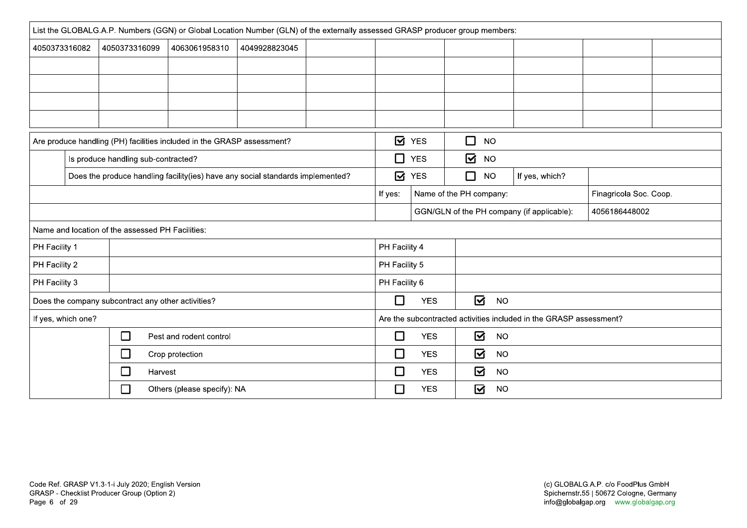| List the GLOBALG.A.P. Numbers (GGN) or Global Location Number (GLN) of the externally assessed GRASP producer group members: | | | | | | | | | |
|---|---|---|---|---|---|---|---|---|---|
| 4050373316082 | 4050373316099 | 4063061958310 | 4049928823045 | | | | | | |
| | | | | | | | | | |
| | | | | | | | | | |
| | | | | | | | | | |
| | | | | | | | | | |

| | | | | | |
|---|---|---|---|---|---|
| Are produce handling (PH) facilities included in the GRASP assessment? | | ☑ YES | ☐ NO | | |
| | Is produce handling sub-contracted? | ☐ YES | ☑ NO | | |
| | Does the produce handling facility(ies) have any social standards implemented? | ☑ YES | ☐ NO | If yes, which? | |
| | | If yes: | Name of the PH company: | | Finagricola Soc. Coop. |
| | | | GGN/GLN of the PH company (if applicable): | | 4056186448002 |

| Name and location of the assessed PH Facilities: | | | |
|---|---|---|---|
| PH Facility 1 | | PH Facility 4 | |
| PH Facility 2 | | PH Facility 5 | |
| PH Facility 3 | | PH Facility 6 | |

| | | | |
|---|---|---|---|
| Does the company subcontract any other activities? | | ☐ YES | ☑ NO |
| If yes, which one? | | Are the subcontracted activities included in the GRASP assessment? | |
| | ☐ Pest and rodent control | ☐ YES | ☑ NO |
| | ☐ Crop protection | ☐ YES | ☑ NO |
| | ☐ Harvest | ☐ YES | ☑ NO |
| | ☐ Others (please specify): NA | ☐ YES | ☑ NO |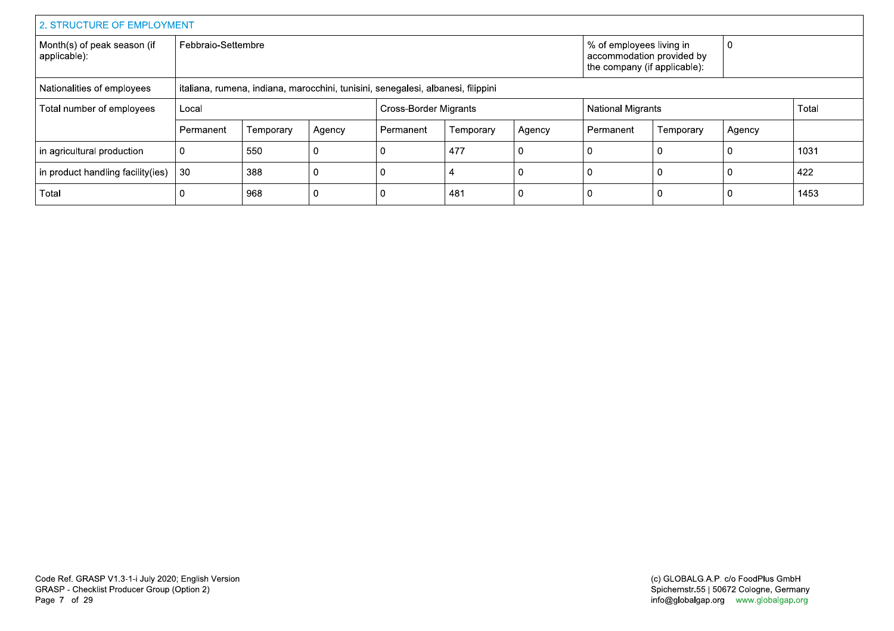## 2. STRUCTURE OF EMPLOYMENT

| Month(s) of peak season (if applicable): | Febbraio-Settembre | | | | | | % of employees living in accommodation provided by the company (if applicable): | 0 | | |
|---|---|---|---|---|---|---|---|---|---|---|
| Nationalities of employees | italiana, rumena, indiana, marocchini, tunisini, senegalesi, albanesi, filippini | | | | | | | | | |
| Total number of employees | Local | | | Cross-Border Migrants | | | National Migrants | | | Total |
| | Permanent | Temporary | Agency | Permanent | Temporary | Agency | Permanent | Temporary | Agency | |
| in agricultural production | 0 | 550 | 0 | 0 | 477 | 0 | 0 | 0 | 0 | 1031 |
| in product handling facility(ies) | 30 | 388 | 0 | 0 | 4 | 0 | 0 | 0 | 0 | 422 |
| Total | 0 | 968 | 0 | 0 | 481 | 0 | 0 | 0 | 0 | 1453 |

Code Ref. GRASP V1.3-1-i July 2020; English Version
GRASP - Checklist Producer Group (Option 2)

(c) GLOBALG.A.P. c/o FoodPlus GmbH
Spichernstr.55 | 50672 Cologne, Germany
info@globalgap.org www.globalgap.org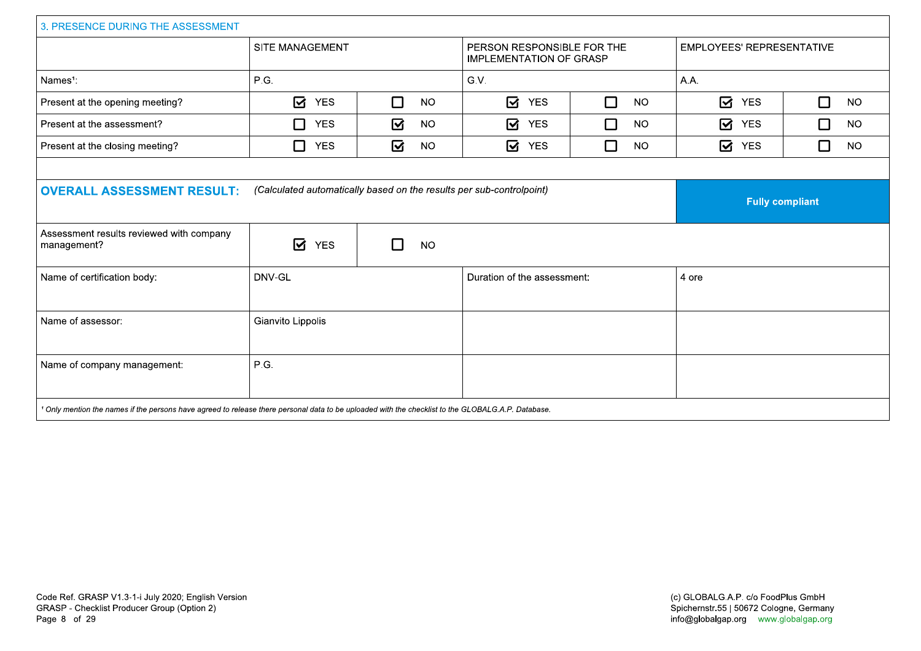## 3. PRESENCE DURING THE ASSESSMENT

| | SITE MANAGEMENT | | PERSON RESPONSIBLE FOR THE IMPLEMENTATION OF GRASP | | EMPLOYEES' REPRESENTATIVE | |
|---|---|---|---|---|---|---|
| Names[1]: | P.G. | | G.V. | | A.A. | |
| Present at the opening meeting? | ☑ YES | ☐ NO | ☑ YES | ☐ NO | ☑ YES | ☐ NO |
| Present at the assessment? | ☐ YES | ☑ NO | ☑ YES | ☐ NO | ☑ YES | ☐ NO |
| Present at the closing meeting? | ☐ YES | ☑ NO | ☑ YES | ☐ NO | ☑ YES | ☐ NO |

| | | | |
|---|---|---|---|
| **OVERALL ASSESSMENT RESULT:** | *(Calculated automatically based on the results per sub-controlpoint)* | | **Fully compliant** |
| Assessment results reviewed with company management? | ☑ YES | ☐ NO | |
| Name of certification body: | DNV-GL | Duration of the assessment: | 4 ore |
| Name of assessor: | Gianvito Lippolis | | |
| Name of company management: | P.G. | | |

[1] *Only mention the names if the persons have agreed to release there personal data to be uploaded with the checklist to the GLOBALG.A.P. Database.*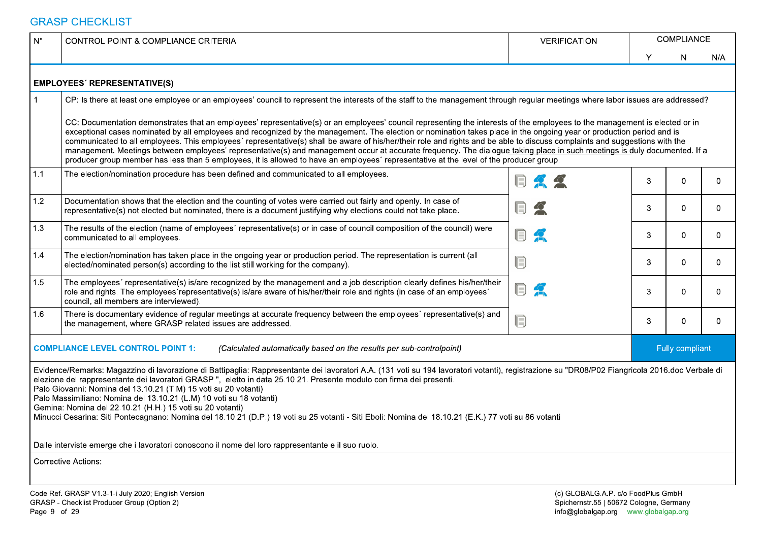## GRASP CHECKLIST

| N° | CONTROL POINT & COMPLIANCE CRITERIA | VERIFICATION | COMPLIANCE | | |
|---|---|---|---|---|---|
| | | | Y | N | N/A |
| **EMPLOYEES´ REPRESENTATIVE(S)** | | | | | |
| 1 | CP: Is there at least one employee or an employees' council to represent the interests of the staff to the management through regular meetings where labor issues are addressed?<br><br>CC: Documentation demonstrates that an employees' representative(s) or an employees' council representing the interests of the employees to the management is elected or in exceptional cases nominated by all employees and recognized by the management. The election or nomination takes place in the ongoing year or production period and is communicated to all employees. This employees´ representative(s) shall be aware of his/her/their role and rights and be able to discuss complaints and suggestions with the management. Meetings between employees' representative(s) and management occur at accurate frequency. The dialogue taking place in such meetings is duly documented. If a producer group member has less than 5 employees, it is allowed to have an employees´ representative at the level of the producer group. | | | | |
| 1.1 | The election/nomination procedure has been defined and communicated to all employees. | | 3 | 0 | 0 |
| 1.2 | Documentation shows that the election and the counting of votes were carried out fairly and openly. In case of representative(s) not elected but nominated, there is a document justifying why elections could not take place. | | 3 | 0 | 0 |
| 1.3 | The results of the election (name of employees´ representative(s) or in case of council composition of the council) were communicated to all employees. | | 3 | 0 | 0 |
| 1.4 | The election/nomination has taken place in the ongoing year or production period. The representation is current (all elected/nominated person(s) according to the list still working for the company). | | 3 | 0 | 0 |
| 1.5 | The employees´ representative(s) is/are recognized by the management and a job description clearly defines his/her/their role and rights. The employees´representative(s) is/are aware of his/her/their role and rights (in case of an employees´ council, all members are interviewed). | | 3 | 0 | 0 |
| 1.6 | There is documentary evidence of regular meetings at accurate frequency between the employees´ representative(s) and the management, where GRASP related issues are addressed. | | 3 | 0 | 0 |
| **COMPLIANCE LEVEL CONTROL POINT 1:** | *(Calculated automatically based on the results per sub-controlpoint)* | | Fully compliant | | |

Evidence/Remarks: Magazzino di lavorazione di Battipaglia: Rappresentante dei lavoratori A.A. (131 voti su 194 lavoratori votanti), registrazione su "DR08/P02 Fiangricola 2016.doc Verbale di elezione del rappresentante dei lavoratori GRASP ", eletto in data 25.10.21. Presente modulo con firma dei presenti.
Palo Giovanni: Nomina del 13.10.21 (T.M) 15 voti su 20 votanti)
Palo Massimiliano: Nomina del 13.10.21 (L.M) 10 voti su 18 votanti)
Gemina: Nomina del 22.10.21 (H.H.) 15 voti su 20 votanti)
Minucci Cesarina: Siti Pontecagnano: Nomina del 18.10.21 (D.P.) 19 voti su 25 votanti - Siti Eboli: Nomina del 18.10.21 (E.K.) 77 voti su 86 votanti

Dalle interviste emerge che i lavoratori conoscono il nome del loro rappresentante e il suo ruolo.

Corrective Actions: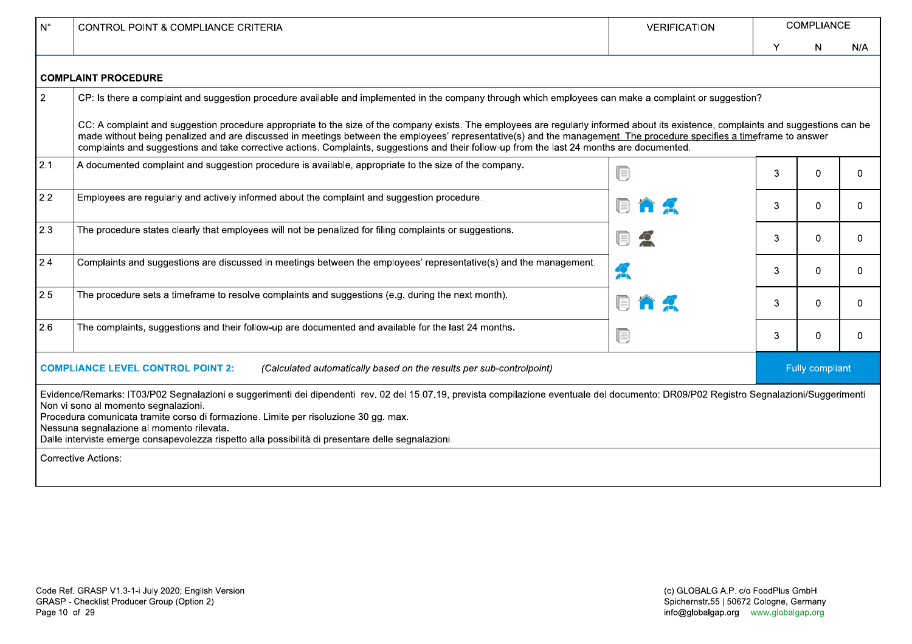| N° | CONTROL POINT & COMPLIANCE CRITERIA | VERIFICATION | COMPLIANCE | | |
|---|---|---|---|---|---|
| | | | Y | N | N/A |
| **COMPLAINT PROCEDURE** | | | | | |
| 2 | CP: Is there a complaint and suggestion procedure available and implemented in the company through which employees can make a complaint or suggestion?<br><br>CC: A complaint and suggestion procedure appropriate to the size of the company exists. The employees are regularly informed about its existence, complaints and suggestions can be made without being penalized and are discussed in meetings between the employees' representative(s) and the management. The procedure specifies a timeframe to answer complaints and suggestions and take corrective actions. Complaints, suggestions and their follow-up from the last 24 months are documented. | | | | |
| 2.1 | A documented complaint and suggestion procedure is available, appropriate to the size of the company. | | 3 | 0 | 0 |
| 2.2 | Employees are regularly and actively informed about the complaint and suggestion procedure. | | 3 | 0 | 0 |
| 2.3 | The procedure states clearly that employees will not be penalized for filing complaints or suggestions. | | 3 | 0 | 0 |
| 2.4 | Complaints and suggestions are discussed in meetings between the employees' representative(s) and the management. | | 3 | 0 | 0 |
| 2.5 | The procedure sets a timeframe to resolve complaints and suggestions (e.g. during the next month). | | 3 | 0 | 0 |
| 2.6 | The complaints, suggestions and their follow-up are documented and available for the last 24 months. | | 3 | 0 | 0 |
| **COMPLIANCE LEVEL CONTROL POINT 2:** | *(Calculated automatically based on the results per sub-controlpoint)* | | Fully compliant | | |

Evidence/Remarks: IT03/P02 Segnalazioni e suggerimenti dei dipendenti rev. 02 del 15.07.19, prevista compilazione eventuale del documento: DR09/P02 Registro Segnalazioni/Suggerimenti
Non vi sono al momento segnalazioni.
Procedura comunicata tramite corso di formazione. Limite per risoluzione 30 gg. max.
Nessuna segnalazione al momento rilevata.
Dalle interviste emerge consapevolezza rispetto alla possibilità di presentare delle segnalazioni.

Corrective Actions: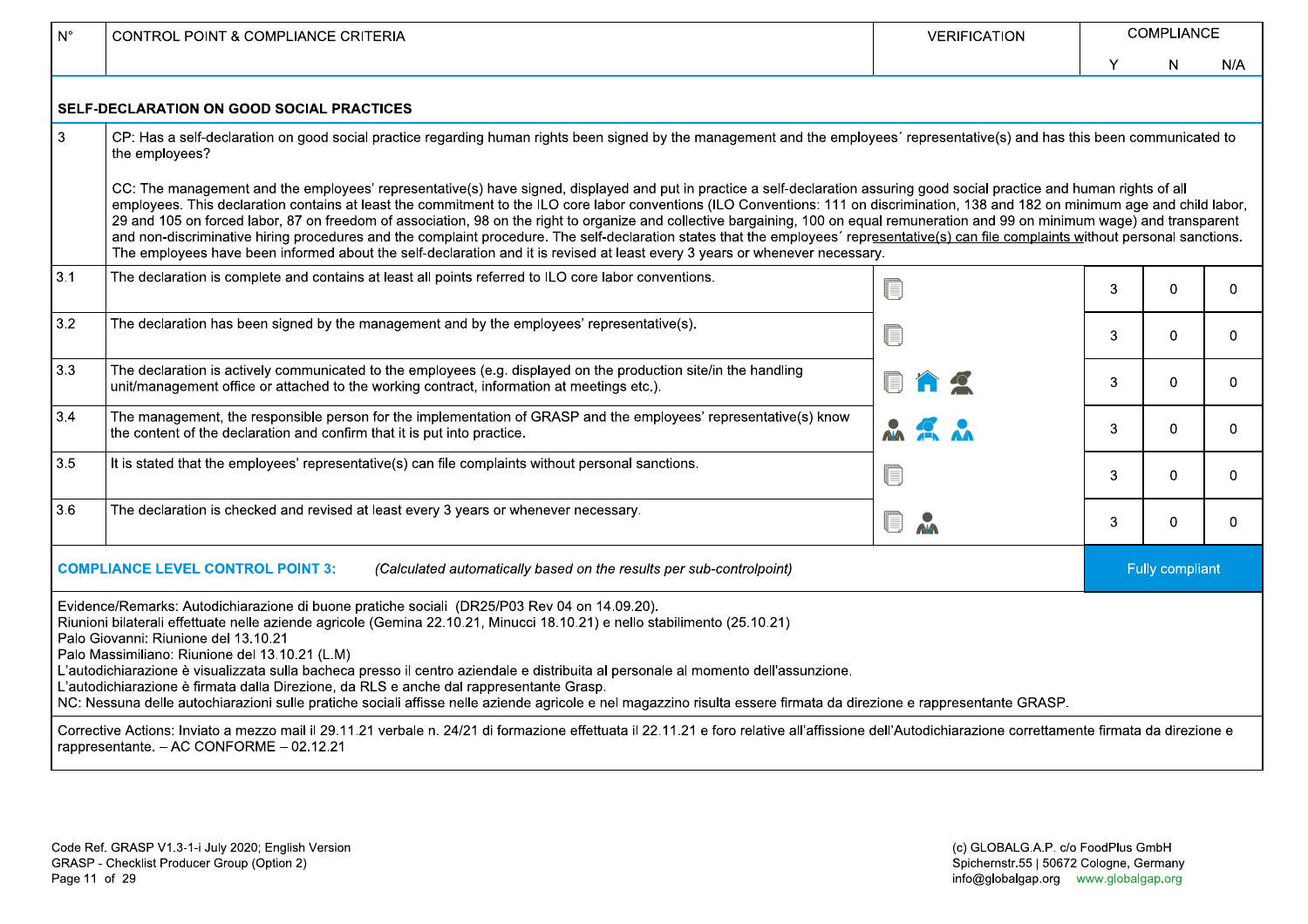| N° | CONTROL POINT & COMPLIANCE CRITERIA | VERIFICATION | COMPLIANCE | | |
|---|---|---|---|---|---|
| | | | Y | N | N/A |
| **SELF-DECLARATION ON GOOD SOCIAL PRACTICES** | | | | | |
| 3 | CP: Has a self-declaration on good social practice regarding human rights been signed by the management and the employees´ representative(s) and has this been communicated to the employees?<br><br>CC: The management and the employees' representative(s) have signed, displayed and put in practice a self-declaration assuring good social practice and human rights of all employees. This declaration contains at least the commitment to the ILO core labor conventions (ILO Conventions: 111 on discrimination, 138 and 182 on minimum age and child labor, 29 and 105 on forced labor, 87 on freedom of association, 98 on the right to organize and collective bargaining, 100 on equal remuneration and 99 on minimum wage) and transparent and non-discriminative hiring procedures and the complaint procedure. The self-declaration states that the employees´ representative(s) can file complaints without personal sanctions. The employees have been informed about the self-declaration and it is revised at least every 3 years or whenever necessary. | | | | |
| 3.1 | The declaration is complete and contains at least all points referred to ILO core labor conventions. | | 3 | 0 | 0 |
| 3.2 | The declaration has been signed by the management and by the employees' representative(s). | | 3 | 0 | 0 |
| 3.3 | The declaration is actively communicated to the employees (e.g. displayed on the production site/in the handling unit/management office or attached to the working contract, information at meetings etc.). | | 3 | 0 | 0 |
| 3.4 | The management, the responsible person for the implementation of GRASP and the employees' representative(s) know the content of the declaration and confirm that it is put into practice. | | 3 | 0 | 0 |
| 3.5 | It is stated that the employees' representative(s) can file complaints without personal sanctions. | | 3 | 0 | 0 |
| 3.6 | The declaration is checked and revised at least every 3 years or whenever necessary. | | 3 | 0 | 0 |
| **COMPLIANCE LEVEL CONTROL POINT 3:** | *(Calculated automatically based on the results per sub-controlpoint)* | | Fully compliant | | |

Evidence/Remarks: Autodichiarazione di buone pratiche sociali (DR25/P03 Rev 04 on 14.09.20).
Riunioni bilaterali effettuate nelle aziende agricole (Gemina 22.10.21, Minucci 18.10.21) e nello stabilimento (25.10.21)
Palo Giovanni: Riunione del 13.10.21
Palo Massimiliano: Riunione del 13.10.21 (L.M)
L'autodichiarazione è visualizzata sulla bacheca presso il centro aziendale e distribuita al personale al momento dell'assunzione.
L'autodichiarazione è firmata dalla Direzione, da RLS e anche dal rappresentante Grasp.
NC: Nessuna delle autochiarazioni sulle pratiche sociali affisse nelle aziende agricole e nel magazzino risulta essere firmata da direzione e rappresentante GRASP.

Corrective Actions: Inviato a mezzo mail il 29.11.21 verbale n. 24/21 di formazione effettuata il 22.11.21 e foro relative all'affissione dell'Autodichiarazione correttamente firmata da direzione e rappresentante. – AC CONFORME – 02.12.21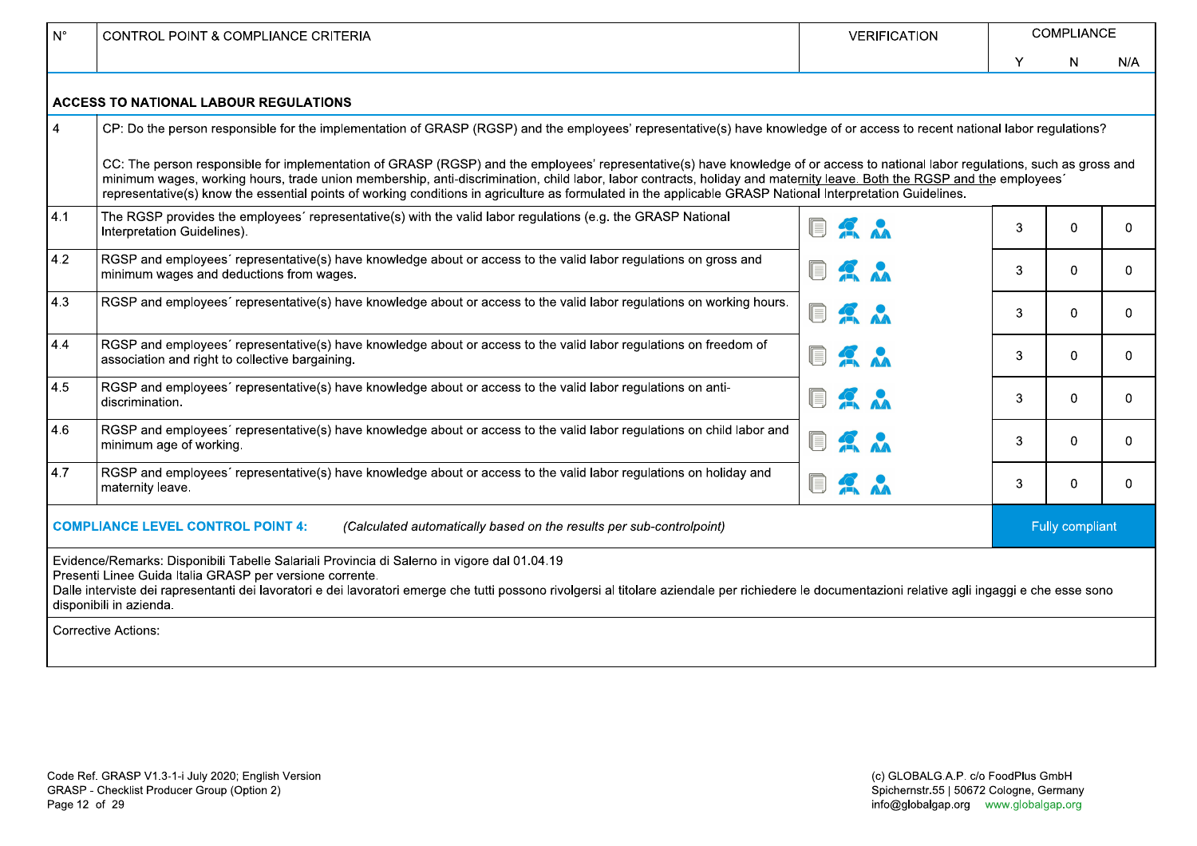| N° | CONTROL POINT & COMPLIANCE CRITERIA | VERIFICATION | COMPLIANCE | | |
|---|---|---|---|---|---|
| | | | Y | N | N/A |
| **ACCESS TO NATIONAL LABOUR REGULATIONS** | | | | | |
| 4 | CP: Do the person responsible for the implementation of GRASP (RGSP) and the employees' representative(s) have knowledge of or access to recent national labor regulations?<br><br>CC: The person responsible for implementation of GRASP (RGSP) and the employees' representative(s) have knowledge of or access to national labor regulations, such as gross and minimum wages, working hours, trade union membership, anti-discrimination, child labor, labor contracts, holiday and maternity leave. Both the RGSP and the employees´ representative(s) know the essential points of working conditions in agriculture as formulated in the applicable GRASP National Interpretation Guidelines. | | | | |
| 4.1 | The RGSP provides the employees´ representative(s) with the valid labor regulations (e.g. the GRASP National Interpretation Guidelines). | | 3 | 0 | 0 |
| 4.2 | RGSP and employees´ representative(s) have knowledge about or access to the valid labor regulations on gross and minimum wages and deductions from wages. | | 3 | 0 | 0 |
| 4.3 | RGSP and employees´ representative(s) have knowledge about or access to the valid labor regulations on working hours. | | 3 | 0 | 0 |
| 4.4 | RGSP and employees´ representative(s) have knowledge about or access to the valid labor regulations on freedom of association and right to collective bargaining. | | 3 | 0 | 0 |
| 4.5 | RGSP and employees´ representative(s) have knowledge about or access to the valid labor regulations on anti-discrimination. | | 3 | 0 | 0 |
| 4.6 | RGSP and employees´ representative(s) have knowledge about or access to the valid labor regulations on child labor and minimum age of working. | | 3 | 0 | 0 |
| 4.7 | RGSP and employees´ representative(s) have knowledge about or access to the valid labor regulations on holiday and maternity leave. | | 3 | 0 | 0 |
| **COMPLIANCE LEVEL CONTROL POINT 4:** | *(Calculated automatically based on the results per sub-controlpoint)* | | Fully compliant | | |

Evidence/Remarks: Disponibili Tabelle Salariali Provincia di Salerno in vigore dal 01.04.19
Presenti Linee Guida Italia GRASP per versione corrente.
Dalle interviste dei rapresentanti dei lavoratori e dei lavoratori emerge che tutti possono rivolgersi al titolare aziendale per richiedere le documentazioni relative agli ingaggi e che esse sono disponibili in azienda.

Corrective Actions: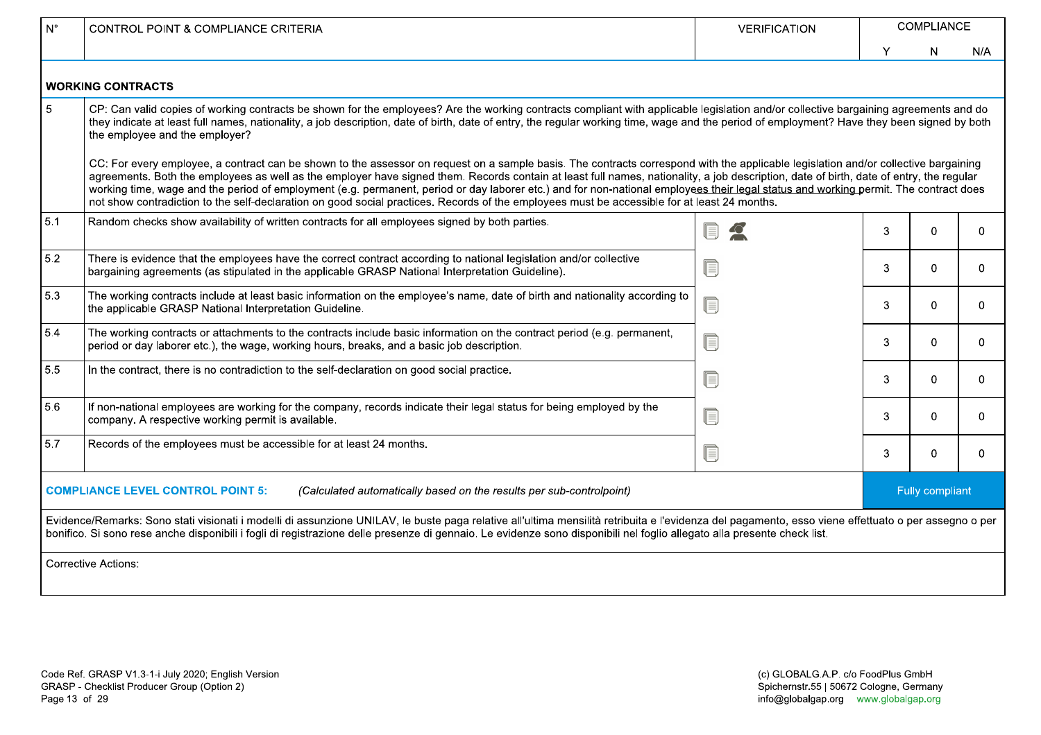| N° | CONTROL POINT & COMPLIANCE CRITERIA | VERIFICATION | COMPLIANCE | | |
|---|---|---|---|---|---|
| | | | Y | N | N/A |
| **WORKING CONTRACTS** | | | | | |
| 5 | CP: Can valid copies of working contracts be shown for the employees? Are the working contracts compliant with applicable legislation and/or collective bargaining agreements and do they indicate at least full names, nationality, a job description, date of birth, date of entry, the regular working time, wage and the period of employment? Have they been signed by both the employee and the employer?<br><br>CC: For every employee, a contract can be shown to the assessor on request on a sample basis. The contracts correspond with the applicable legislation and/or collective bargaining agreements. Both the employees as well as the employer have signed them. Records contain at least full names, nationality, a job description, date of birth, date of entry, the regular working time, wage and the period of employment (e.g. permanent, period or day laborer etc.) and for non-national employees their legal status and working permit. The contract does not show contradiction to the self-declaration on good social practices. Records of the employees must be accessible for at least 24 months. | | | | |
| 5.1 | Random checks show availability of written contracts for all employees signed by both parties. | | 3 | 0 | 0 |
| 5.2 | There is evidence that the employees have the correct contract according to national legislation and/or collective bargaining agreements (as stipulated in the applicable GRASP National Interpretation Guideline). | | 3 | 0 | 0 |
| 5.3 | The working contracts include at least basic information on the employee's name, date of birth and nationality according to the applicable GRASP National Interpretation Guideline. | | 3 | 0 | 0 |
| 5.4 | The working contracts or attachments to the contracts include basic information on the contract period (e.g. permanent, period or day laborer etc.), the wage, working hours, breaks, and a basic job description. | | 3 | 0 | 0 |
| 5.5 | In the contract, there is no contradiction to the self-declaration on good social practice. | | 3 | 0 | 0 |
| 5.6 | If non-national employees are working for the company, records indicate their legal status for being employed by the company. A respective working permit is available. | | 3 | 0 | 0 |
| 5.7 | Records of the employees must be accessible for at least 24 months. | | 3 | 0 | 0 |
| **COMPLIANCE LEVEL CONTROL POINT 5:** | *(Calculated automatically based on the results per sub-controlpoint)* | | Fully compliant | | |

Evidence/Remarks: Sono stati visionati i modelli di assunzione UNILAV, le buste paga relative all'ultima mensilità retribuita e l'evidenza del pagamento, esso viene effettuato o per assegno o per bonifico. Si sono rese anche disponibili i fogli di registrazione delle presenze di gennaio. Le evidenze sono disponibili nel foglio allegato alla presente check list.

Corrective Actions: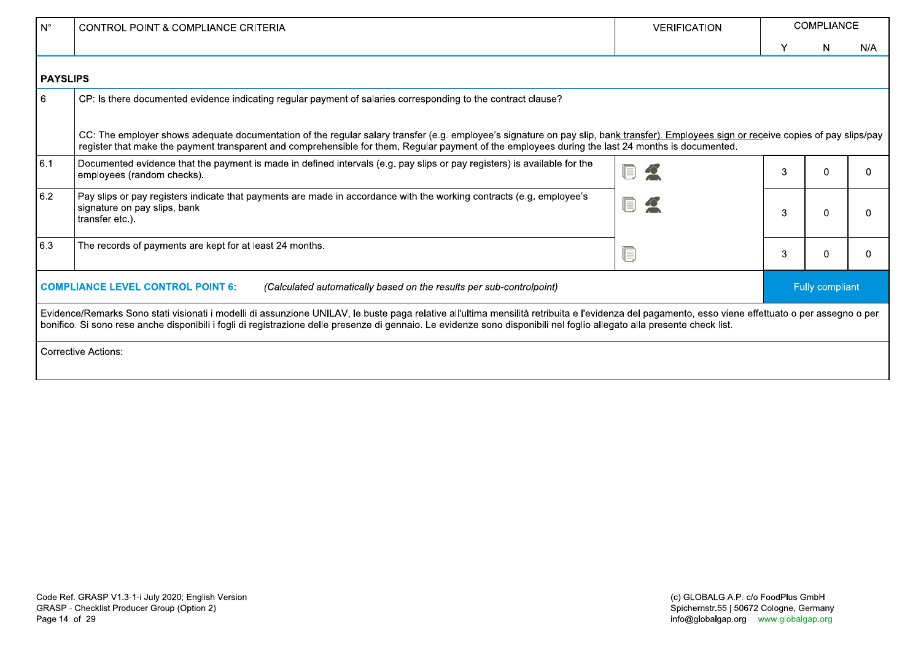| N° | CONTROL POINT & COMPLIANCE CRITERIA | VERIFICATION | COMPLIANCE | | |
|---|---|---|---|---|---|
| | | | Y | N | N/A |
| **PAYSLIPS** | | | | | |
| 6 | CP: Is there documented evidence indicating regular payment of salaries corresponding to the contract clause?<br><br>CC: The employer shows adequate documentation of the regular salary transfer (e.g. employee's signature on pay slip, bank transfer). Employees sign or receive copies of pay slips/pay register that make the payment transparent and comprehensible for them. Regular payment of the employees during the last 24 months is documented. | | | | |
| 6.1 | Documented evidence that the payment is made in defined intervals (e.g. pay slips or pay registers) is available for the employees (random checks). | | 3 | 0 | 0 |
| 6.2 | Pay slips or pay registers indicate that payments are made in accordance with the working contracts (e.g. employee's signature on pay slips, bank transfer etc.). | | 3 | 0 | 0 |
| 6.3 | The records of payments are kept for at least 24 months. | | 3 | 0 | 0 |
| **COMPLIANCE LEVEL CONTROL POINT 6:** | *(Calculated automatically based on the results per sub-controlpoint)* | | Fully compliant | | |

Evidence/Remarks Sono stati visionati i modelli di assunzione UNILAV, le buste paga relative all'ultima mensilità retribuita e l'evidenza del pagamento, esso viene effettuato o per assegno o per bonifico. Si sono rese anche disponibili i fogli di registrazione delle presenze di gennaio. Le evidenze sono disponibili nel foglio allegato alla presente check list.

Corrective Actions:

Code Ref. GRASP V1.3-1-i July 2020; English Version
GRASP - Checklist Producer Group (Option 2)

(c) GLOBALG.A.P. c/o FoodPlus GmbH
Spichernstr.55 | 50672 Cologne, Germany
info@globalgap.org www.globalgap.org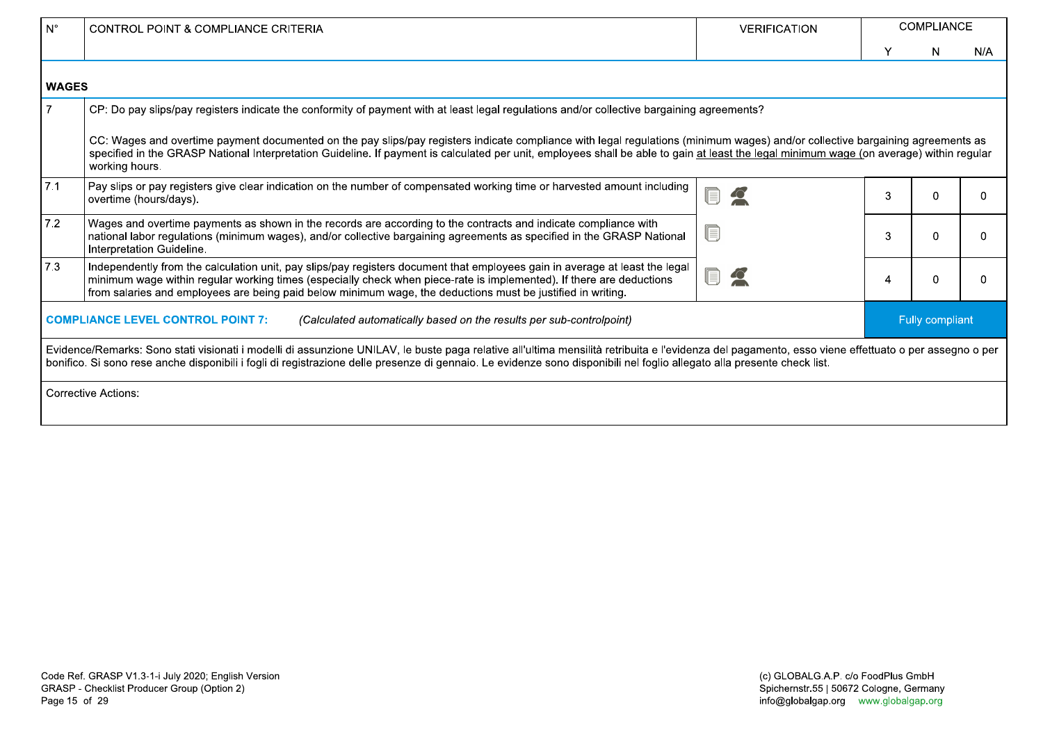| N° | CONTROL POINT & COMPLIANCE CRITERIA | VERIFICATION | COMPLIANCE | | |
|---|---|---|---|---|---|
| | | | Y | N | N/A |
| **WAGES** | | | | | |
| 7 | CP: Do pay slips/pay registers indicate the conformity of payment with at least legal regulations and/or collective bargaining agreements?<br><br>CC: Wages and overtime payment documented on the pay slips/pay registers indicate compliance with legal regulations (minimum wages) and/or collective bargaining agreements as specified in the GRASP National Interpretation Guideline. If payment is calculated per unit, employees shall be able to gain at least the legal minimum wage (on average) within regular working hours. | | | | |
| 7.1 | Pay slips or pay registers give clear indication on the number of compensated working time or harvested amount including overtime (hours/days). | | 3 | 0 | 0 |
| 7.2 | Wages and overtime payments as shown in the records are according to the contracts and indicate compliance with national labor regulations (minimum wages), and/or collective bargaining agreements as specified in the GRASP National Interpretation Guideline. | | 3 | 0 | 0 |
| 7.3 | Independently from the calculation unit, pay slips/pay registers document that employees gain in average at least the legal minimum wage within regular working times (especially check when piece-rate is implemented). If there are deductions from salaries and employees are being paid below minimum wage, the deductions must be justified in writing. | | 4 | 0 | 0 |
| **COMPLIANCE LEVEL CONTROL POINT 7:** | *(Calculated automatically based on the results per sub-controlpoint)* | | Fully compliant | | |

Evidence/Remarks: Sono stati visionati i modelli di assunzione UNILAV, le buste paga relative all'ultima mensilità retribuita e l'evidenza del pagamento, esso viene effettuato o per assegno o per bonifico. Si sono rese anche disponibili i fogli di registrazione delle presenze di gennaio. Le evidenze sono disponibili nel foglio allegato alla presente check list.

Corrective Actions:

Code Ref. GRASP V1.3-1-i July 2020; English Version
GRASP - Checklist Producer Group (Option 2)

(c) GLOBALG.A.P. c/o FoodPlus GmbH
Spichernstr.55 | 50672 Cologne, Germany
info@globalgap.org www.globalgap.org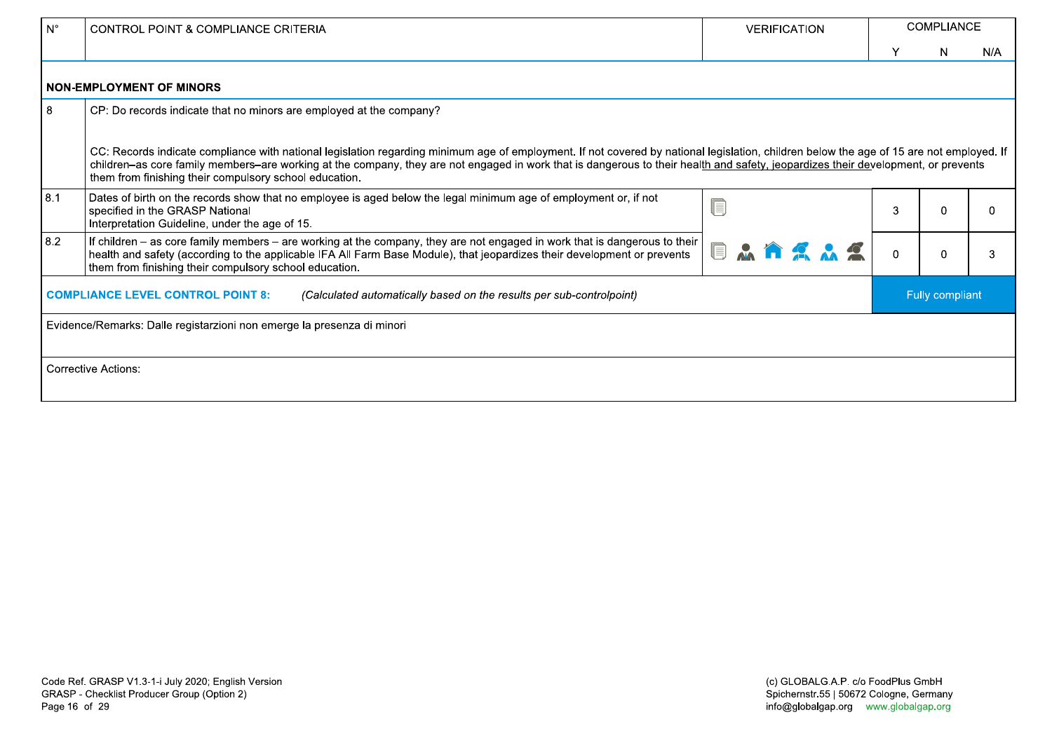| N° | CONTROL POINT & COMPLIANCE CRITERIA | VERIFICATION | COMPLIANCE | | |
|---|---|---|---|---|---|
| | | | Y | N | N/A |
| **NON-EMPLOYMENT OF MINORS** | | | | | |
| 8 | CP: Do records indicate that no minors are employed at the company?<br><br>CC: Records indicate compliance with national legislation regarding minimum age of employment. If not covered by national legislation, children below the age of 15 are not employed. If children–as core family members–are working at the company, they are not engaged in work that is dangerous to their health and safety, jeopardizes their development, or prevents them from finishing their compulsory school education. | | | | |
| 8.1 | Dates of birth on the records show that no employee is aged below the legal minimum age of employment or, if not specified in the GRASP National Interpretation Guideline, under the age of 15. | | 3 | 0 | 0 |
| 8.2 | If children – as core family members – are working at the company, they are not engaged in work that is dangerous to their health and safety (according to the applicable IFA All Farm Base Module), that jeopardizes their development or prevents them from finishing their compulsory school education. | | 0 | 0 | 3 |
| **COMPLIANCE LEVEL CONTROL POINT 8:** *(Calculated automatically based on the results per sub-controlpoint)* | | | Fully compliant | | |
| Evidence/Remarks: Dalle registarzioni non emerge la presenza di minori | | | | | |
| Corrective Actions: | | | | | |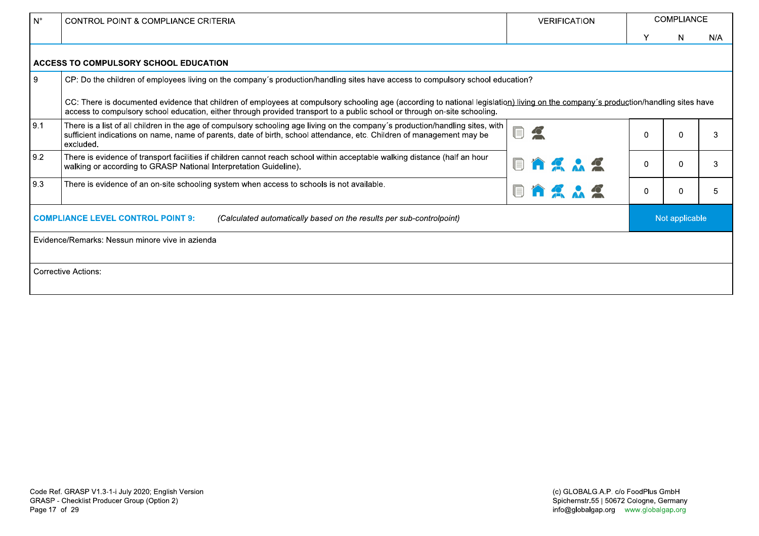| N° | CONTROL POINT & COMPLIANCE CRITERIA | VERIFICATION | COMPLIANCE | | |
|---|---|---|---|---|---|
| | | | Y | N | N/A |
| **ACCESS TO COMPULSORY SCHOOL EDUCATION** | | | | | |
| 9 | CP: Do the children of employees living on the company´s production/handling sites have access to compulsory school education?<br><br>CC: There is documented evidence that children of employees at compulsory schooling age (according to national legislation) living on the company´s production/handling sites have access to compulsory school education, either through provided transport to a public school or through on-site schooling. | | | | |
| 9.1 | There is a list of all children in the age of compulsory schooling age living on the company´s production/handling sites, with sufficient indications on name, name of parents, date of birth, school attendance, etc. Children of management may be excluded. | | 0 | 0 | 3 |
| 9.2 | There is evidence of transport facilities if children cannot reach school within acceptable walking distance (half an hour walking or according to GRASP National Interpretation Guideline). | | 0 | 0 | 3 |
| 9.3 | There is evidence of an on-site schooling system when access to schools is not available. | | 0 | 0 | 5 |
| **COMPLIANCE LEVEL CONTROL POINT 9:** | *(Calculated automatically based on the results per sub-controlpoint)* | | Not applicable | | |
| Evidence/Remarks: Nessun minore vive in azienda | | | | | |
| Corrective Actions: | | | | | |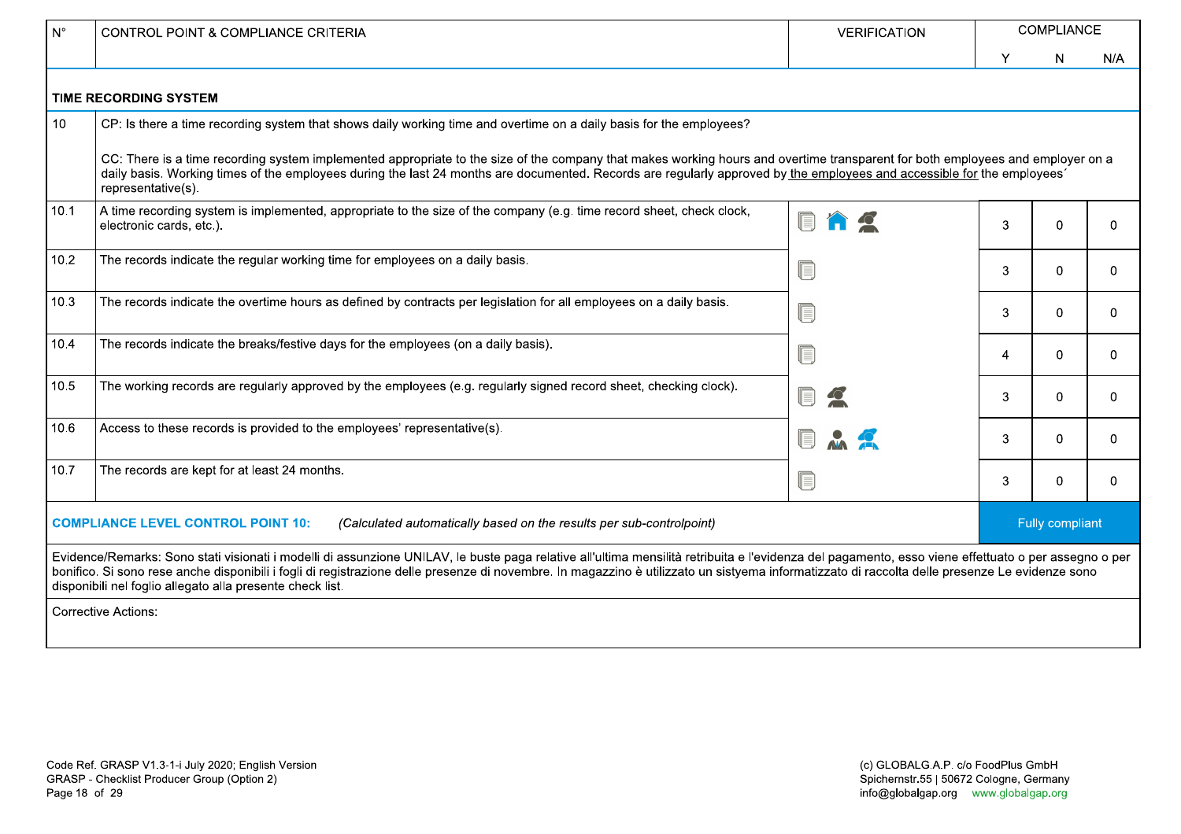| N° | CONTROL POINT & COMPLIANCE CRITERIA | VERIFICATION | COMPLIANCE | | |
|---|---|---|---|---|---|
| | | | Y | N | N/A |
| **TIME RECORDING SYSTEM** | | | | | |
| 10 | CP: Is there a time recording system that shows daily working time and overtime on a daily basis for the employees?<br><br>CC: There is a time recording system implemented appropriate to the size of the company that makes working hours and overtime transparent for both employees and employer on a daily basis. Working times of the employees during the last 24 months are documented. Records are regularly approved by the employees and accessible for the employees´ representative(s). | | | | |
| 10.1 | A time recording system is implemented, appropriate to the size of the company (e.g. time record sheet, check clock, electronic cards, etc.). | | 3 | 0 | 0 |
| 10.2 | The records indicate the regular working time for employees on a daily basis. | | 3 | 0 | 0 |
| 10.3 | The records indicate the overtime hours as defined by contracts per legislation for all employees on a daily basis. | | 3 | 0 | 0 |
| 10.4 | The records indicate the breaks/festive days for the employees (on a daily basis). | | 4 | 0 | 0 |
| 10.5 | The working records are regularly approved by the employees (e.g. regularly signed record sheet, checking clock). | | 3 | 0 | 0 |
| 10.6 | Access to these records is provided to the employees' representative(s). | | 3 | 0 | 0 |
| 10.7 | The records are kept for at least 24 months. | | 3 | 0 | 0 |
| **COMPLIANCE LEVEL CONTROL POINT 10:** | *(Calculated automatically based on the results per sub-controlpoint)* | | Fully compliant | | |

Evidence/Remarks: Sono stati visionati i modelli di assunzione UNILAV, le buste paga relative all'ultima mensilità retribuita e l'evidenza del pagamento, esso viene effettuato o per assegno o per bonifico. Si sono rese anche disponibili i fogli di registrazione delle presenze di novembre. In magazzino è utilizzato un sistyema informatizzato di raccolta delle presenze Le evidenze sono disponibili nel foglio allegato alla presente check list.

Corrective Actions:

Code Ref. GRASP V1.3-1-i July 2020; English Version
GRASP - Checklist Producer Group (Option 2)

(c) GLOBALG.A.P. c/o FoodPlus GmbH
Spichernstr.55 | 50672 Cologne, Germany
info@globalgap.org www.globalgap.org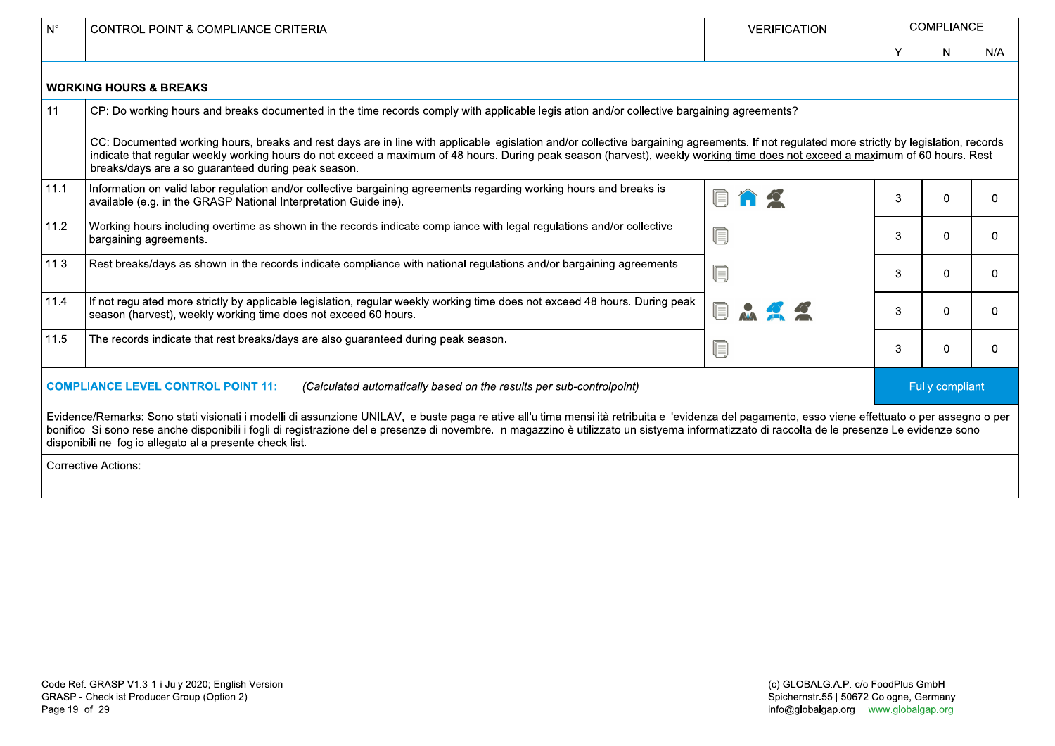| N° | CONTROL POINT & COMPLIANCE CRITERIA | VERIFICATION | COMPLIANCE | | |
|---|---|---|---|---|---|
| | | | Y | N | N/A |
| **WORKING HOURS & BREAKS** | | | | | |
| 11 | CP: Do working hours and breaks documented in the time records comply with applicable legislation and/or collective bargaining agreements?<br><br>CC: Documented working hours, breaks and rest days are in line with applicable legislation and/or collective bargaining agreements. If not regulated more strictly by legislation, records indicate that regular weekly working hours do not exceed a maximum of 48 hours. During peak season (harvest), weekly working time does not exceed a maximum of 60 hours. Rest breaks/days are also guaranteed during peak season. | | | | |
| 11.1 | Information on valid labor regulation and/or collective bargaining agreements regarding working hours and breaks is available (e.g. in the GRASP National Interpretation Guideline). | | 3 | 0 | 0 |
| 11.2 | Working hours including overtime as shown in the records indicate compliance with legal regulations and/or collective bargaining agreements. | | 3 | 0 | 0 |
| 11.3 | Rest breaks/days as shown in the records indicate compliance with national regulations and/or bargaining agreements. | | 3 | 0 | 0 |
| 11.4 | If not regulated more strictly by applicable legislation, regular weekly working time does not exceed 48 hours. During peak season (harvest), weekly working time does not exceed 60 hours. | | 3 | 0 | 0 |
| 11.5 | The records indicate that rest breaks/days are also guaranteed during peak season. | | 3 | 0 | 0 |
| **COMPLIANCE LEVEL CONTROL POINT 11:** | *(Calculated automatically based on the results per sub-controlpoint)* | | Fully compliant | | |

Evidence/Remarks: Sono stati visionati i modelli di assunzione UNILAV, le buste paga relative all'ultima mensilità retribuita e l'evidenza del pagamento, esso viene effettuato o per assegno o per bonifico. Si sono rese anche disponibili i fogli di registrazione delle presenze di novembre. In magazzino è utilizzato un sistyema informatizzato di raccolta delle presenze Le evidenze sono disponibili nel foglio allegato alla presente check list.

Corrective Actions: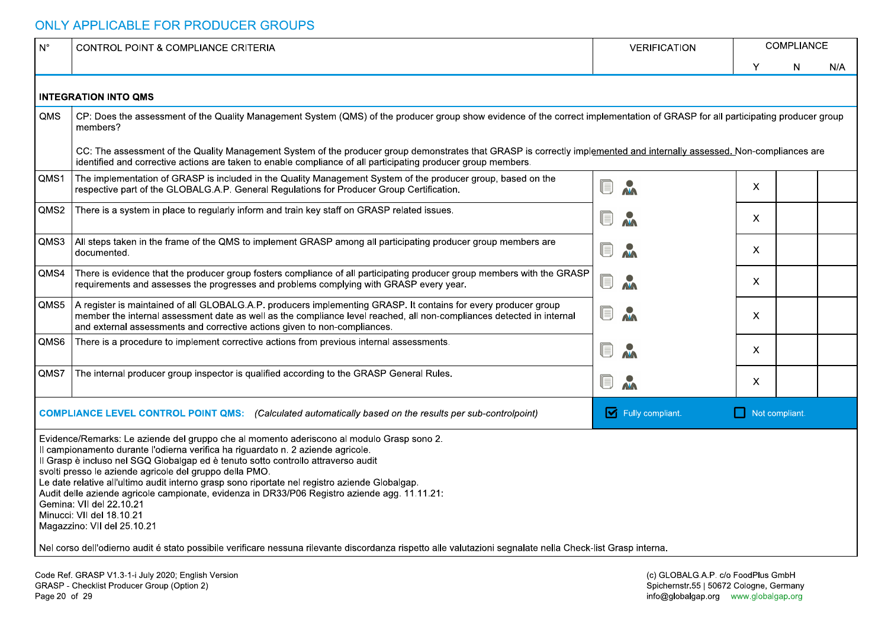## ONLY APPLICABLE FOR PRODUCER GROUPS

| N° | CONTROL POINT & COMPLIANCE CRITERIA | VERIFICATION | COMPLIANCE | | |
|---|---|---|---|---|---|
| | | | Y | N | N/A |
| **INTEGRATION INTO QMS** | | | | | |
| QMS | CP: Does the assessment of the Quality Management System (QMS) of the producer group show evidence of the correct implementation of GRASP for all participating producer group members?<br><br>CC: The assessment of the Quality Management System of the producer group demonstrates that GRASP is correctly implemented and internally assessed. Non-compliances are identified and corrective actions are taken to enable compliance of all participating producer group members. | | | | |
| QMS1 | The implementation of GRASP is included in the Quality Management System of the producer group, based on the respective part of the GLOBALG.A.P. General Regulations for Producer Group Certification. | | X | | |
| QMS2 | There is a system in place to regularly inform and train key staff on GRASP related issues. | | X | | |
| QMS3 | All steps taken in the frame of the QMS to implement GRASP among all participating producer group members are documented. | | X | | |
| QMS4 | There is evidence that the producer group fosters compliance of all participating producer group members with the GRASP requirements and assesses the progresses and problems complying with GRASP every year. | | X | | |
| QMS5 | A register is maintained of all GLOBALG.A.P. producers implementing GRASP. It contains for every producer group member the internal assessment date as well as the compliance level reached, all non-compliances detected in internal and external assessments and corrective actions given to non-compliances. | | X | | |
| QMS6 | There is a procedure to implement corrective actions from previous internal assessments. | | X | | |
| QMS7 | The internal producer group inspector is qualified according to the GRASP General Rules. | | X | | |

**COMPLIANCE LEVEL CONTROL POINT QMS:** *(Calculated automatically based on the results per sub-controlpoint)*

☑ Fully compliant. ☐ Not compliant.

Evidence/Remarks: Le aziende del gruppo che al momento aderiscono al modulo Grasp sono 2.
Il campionamento durante l'odierna verifica ha riguardato n. 2 aziende agricole.
Il Grasp è incluso nel SGQ Globalgap ed è tenuto sotto controllo attraverso audit
svolti presso le aziende agricole del gruppo della PMO.
Le date relative all'ultimo audit interno grasp sono riportate nel registro aziende Globalgap.
Audit delle aziende agricole campionate, evidenza in DR33/P06 Registro aziende agg. 11.11.21:
Gemina: VII del 22.10.21
Minucci: VII del 18.10.21
Magazzino: VII del 25.10.21

Nel corso dell'odierno audit é stato possibile verificare nessuna rilevante discordanza rispetto alle valutazioni segnalate nella Check-list Grasp interna.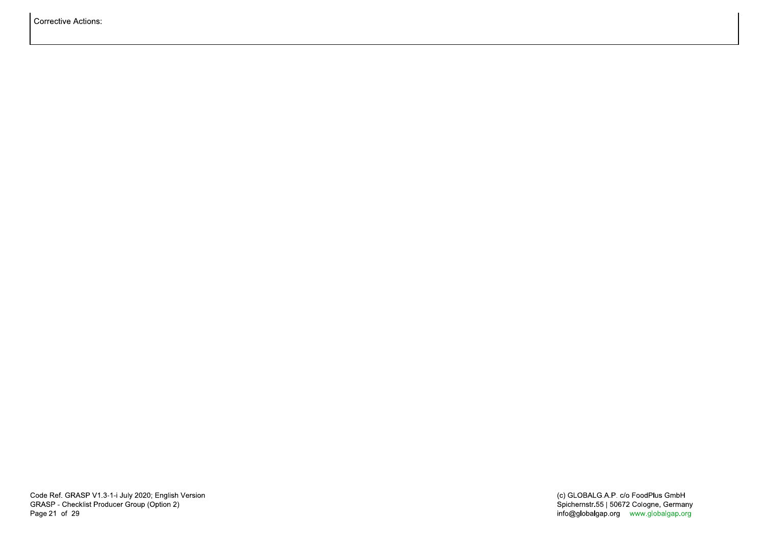| Corrective Actions: |
| --- |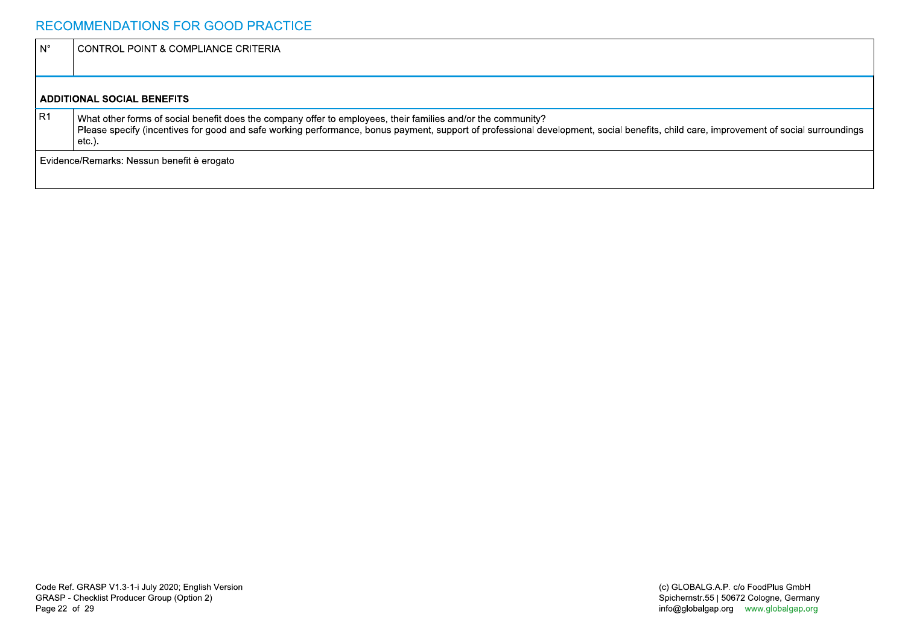## RECOMMENDATIONS FOR GOOD PRACTICE

| N° | CONTROL POINT & COMPLIANCE CRITERIA |
|---|---|
| **ADDITIONAL SOCIAL BENEFITS** | |
| R1 | What other forms of social benefit does the company offer to employees, their families and/or the community?<br>Please specify (incentives for good and safe working performance, bonus payment, support of professional development, social benefits, child care, improvement of social surroundings etc.). |
| Evidence/Remarks: Nessun benefit è erogato | |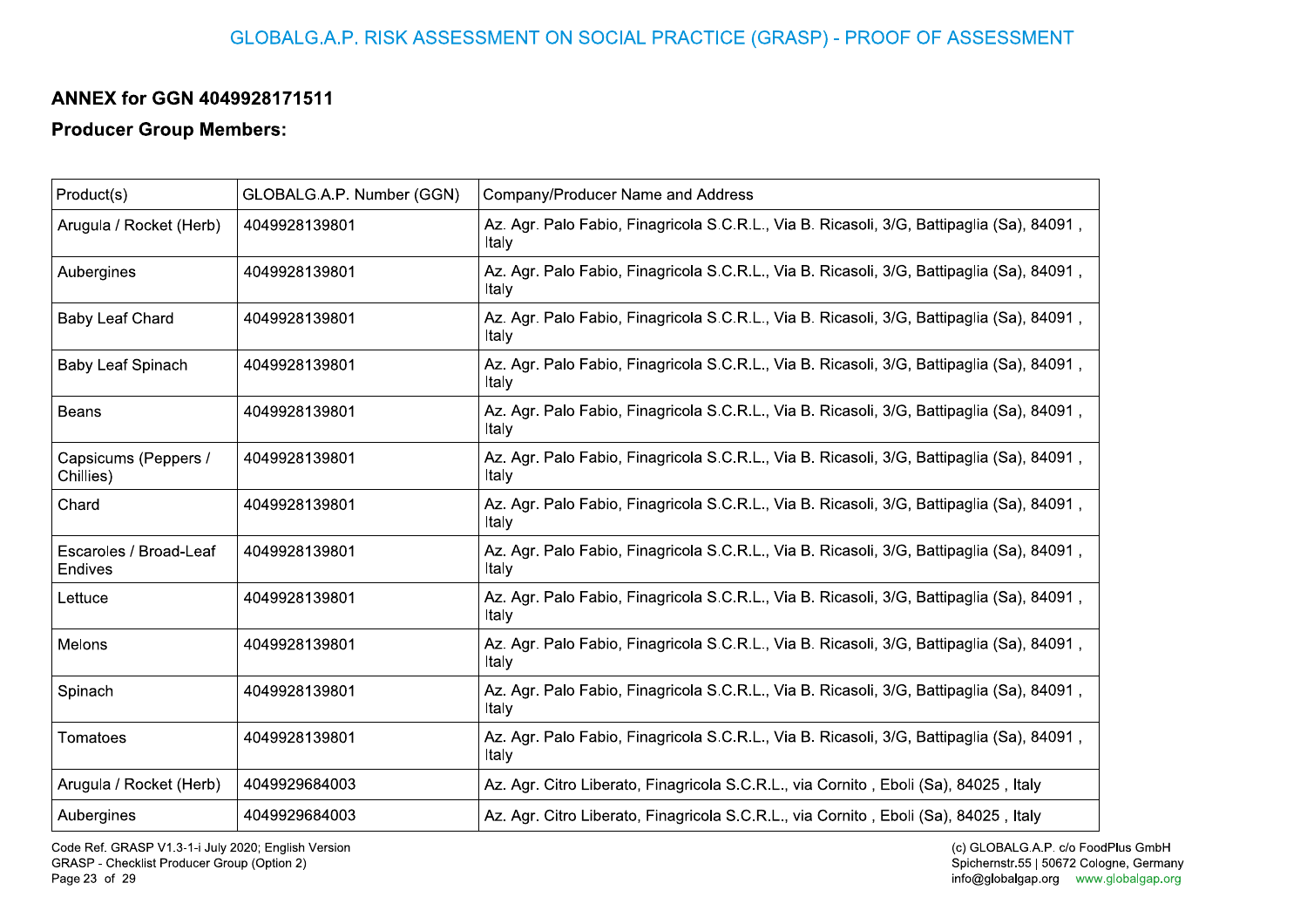## ANNEX for GGN 4049928171511

### Producer Group Members:

| Product(s) | GLOBALG.A.P. Number (GGN) | Company/Producer Name and Address |
|---|---|---|
| Arugula / Rocket (Herb) | 4049928139801 | Az. Agr. Palo Fabio, Finagricola S.C.R.L., Via B. Ricasoli, 3/G, Battipaglia (Sa), 84091 , Italy |
| Aubergines | 4049928139801 | Az. Agr. Palo Fabio, Finagricola S.C.R.L., Via B. Ricasoli, 3/G, Battipaglia (Sa), 84091 , Italy |
| Baby Leaf Chard | 4049928139801 | Az. Agr. Palo Fabio, Finagricola S.C.R.L., Via B. Ricasoli, 3/G, Battipaglia (Sa), 84091 , Italy |
| Baby Leaf Spinach | 4049928139801 | Az. Agr. Palo Fabio, Finagricola S.C.R.L., Via B. Ricasoli, 3/G, Battipaglia (Sa), 84091 , Italy |
| Beans | 4049928139801 | Az. Agr. Palo Fabio, Finagricola S.C.R.L., Via B. Ricasoli, 3/G, Battipaglia (Sa), 84091 , Italy |
| Capsicums (Peppers / Chillies) | 4049928139801 | Az. Agr. Palo Fabio, Finagricola S.C.R.L., Via B. Ricasoli, 3/G, Battipaglia (Sa), 84091 , Italy |
| Chard | 4049928139801 | Az. Agr. Palo Fabio, Finagricola S.C.R.L., Via B. Ricasoli, 3/G, Battipaglia (Sa), 84091 , Italy |
| Escaroles / Broad-Leaf Endives | 4049928139801 | Az. Agr. Palo Fabio, Finagricola S.C.R.L., Via B. Ricasoli, 3/G, Battipaglia (Sa), 84091 , Italy |
| Lettuce | 4049928139801 | Az. Agr. Palo Fabio, Finagricola S.C.R.L., Via B. Ricasoli, 3/G, Battipaglia (Sa), 84091 , Italy |
| Melons | 4049928139801 | Az. Agr. Palo Fabio, Finagricola S.C.R.L., Via B. Ricasoli, 3/G, Battipaglia (Sa), 84091 , Italy |
| Spinach | 4049928139801 | Az. Agr. Palo Fabio, Finagricola S.C.R.L., Via B. Ricasoli, 3/G, Battipaglia (Sa), 84091 , Italy |
| Tomatoes | 4049928139801 | Az. Agr. Palo Fabio, Finagricola S.C.R.L., Via B. Ricasoli, 3/G, Battipaglia (Sa), 84091 , Italy |
| Arugula / Rocket (Herb) | 4049929684003 | Az. Agr. Citro Liberato, Finagricola S.C.R.L., via Cornito , Eboli (Sa), 84025 , Italy |
| Aubergines | 4049929684003 | Az. Agr. Citro Liberato, Finagricola S.C.R.L., via Cornito , Eboli (Sa), 84025 , Italy |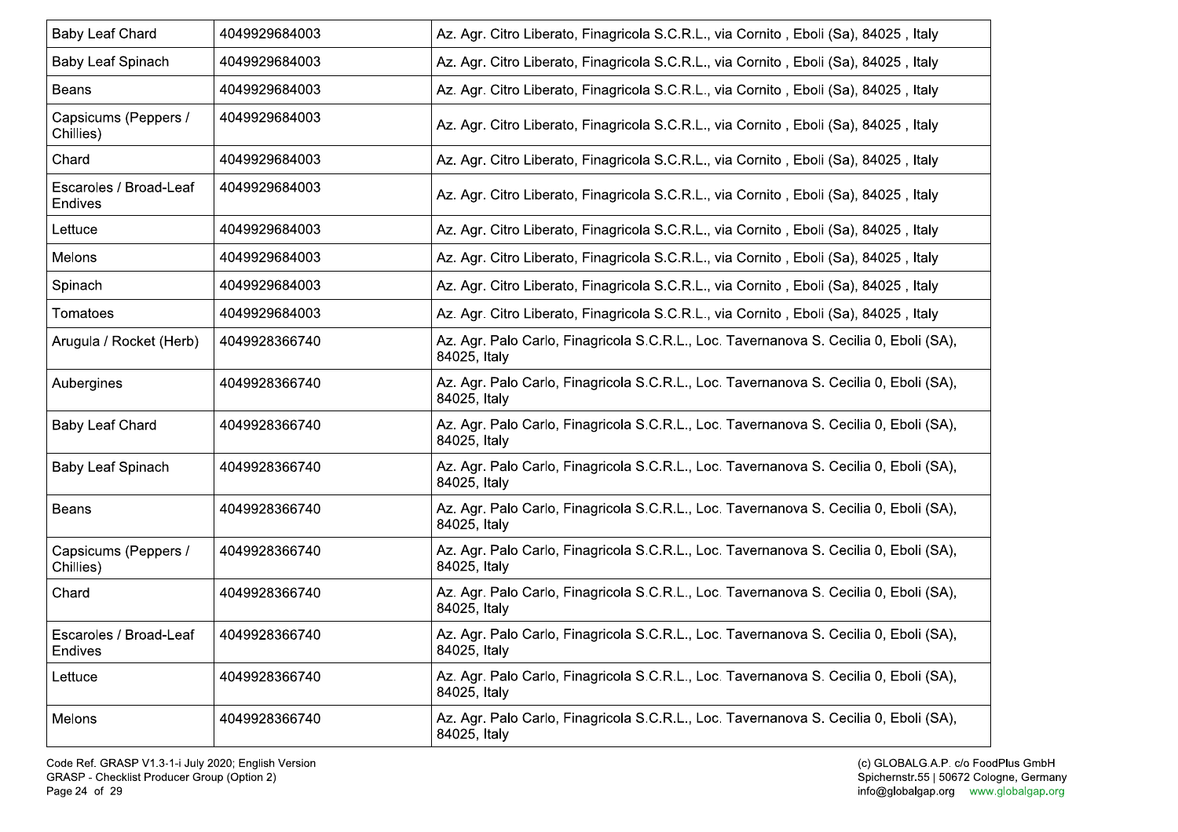| | | |
|---|---|---|
| Baby Leaf Chard | 4049929684003 | Az. Agr. Citro Liberato, Finagricola S.C.R.L., via Cornito , Eboli (Sa), 84025 , Italy |
| Baby Leaf Spinach | 4049929684003 | Az. Agr. Citro Liberato, Finagricola S.C.R.L., via Cornito , Eboli (Sa), 84025 , Italy |
| Beans | 4049929684003 | Az. Agr. Citro Liberato, Finagricola S.C.R.L., via Cornito , Eboli (Sa), 84025 , Italy |
| Capsicums (Peppers / Chillies) | 4049929684003 | Az. Agr. Citro Liberato, Finagricola S.C.R.L., via Cornito , Eboli (Sa), 84025 , Italy |
| Chard | 4049929684003 | Az. Agr. Citro Liberato, Finagricola S.C.R.L., via Cornito , Eboli (Sa), 84025 , Italy |
| Escaroles / Broad-Leaf Endives | 4049929684003 | Az. Agr. Citro Liberato, Finagricola S.C.R.L., via Cornito , Eboli (Sa), 84025 , Italy |
| Lettuce | 4049929684003 | Az. Agr. Citro Liberato, Finagricola S.C.R.L., via Cornito , Eboli (Sa), 84025 , Italy |
| Melons | 4049929684003 | Az. Agr. Citro Liberato, Finagricola S.C.R.L., via Cornito , Eboli (Sa), 84025 , Italy |
| Spinach | 4049929684003 | Az. Agr. Citro Liberato, Finagricola S.C.R.L., via Cornito , Eboli (Sa), 84025 , Italy |
| Tomatoes | 4049929684003 | Az. Agr. Citro Liberato, Finagricola S.C.R.L., via Cornito , Eboli (Sa), 84025 , Italy |
| Arugula / Rocket (Herb) | 4049928366740 | Az. Agr. Palo Carlo, Finagricola S.C.R.L., Loc. Tavernanova S. Cecilia 0, Eboli (SA), 84025, Italy |
| Aubergines | 4049928366740 | Az. Agr. Palo Carlo, Finagricola S.C.R.L., Loc. Tavernanova S. Cecilia 0, Eboli (SA), 84025, Italy |
| Baby Leaf Chard | 4049928366740 | Az. Agr. Palo Carlo, Finagricola S.C.R.L., Loc. Tavernanova S. Cecilia 0, Eboli (SA), 84025, Italy |
| Baby Leaf Spinach | 4049928366740 | Az. Agr. Palo Carlo, Finagricola S.C.R.L., Loc. Tavernanova S. Cecilia 0, Eboli (SA), 84025, Italy |
| Beans | 4049928366740 | Az. Agr. Palo Carlo, Finagricola S.C.R.L., Loc. Tavernanova S. Cecilia 0, Eboli (SA), 84025, Italy |
| Capsicums (Peppers / Chillies) | 4049928366740 | Az. Agr. Palo Carlo, Finagricola S.C.R.L., Loc. Tavernanova S. Cecilia 0, Eboli (SA), 84025, Italy |
| Chard | 4049928366740 | Az. Agr. Palo Carlo, Finagricola S.C.R.L., Loc. Tavernanova S. Cecilia 0, Eboli (SA), 84025, Italy |
| Escaroles / Broad-Leaf Endives | 4049928366740 | Az. Agr. Palo Carlo, Finagricola S.C.R.L., Loc. Tavernanova S. Cecilia 0, Eboli (SA), 84025, Italy |
| Lettuce | 4049928366740 | Az. Agr. Palo Carlo, Finagricola S.C.R.L., Loc. Tavernanova S. Cecilia 0, Eboli (SA), 84025, Italy |
| Melons | 4049928366740 | Az. Agr. Palo Carlo, Finagricola S.C.R.L., Loc. Tavernanova S. Cecilia 0, Eboli (SA), 84025, Italy |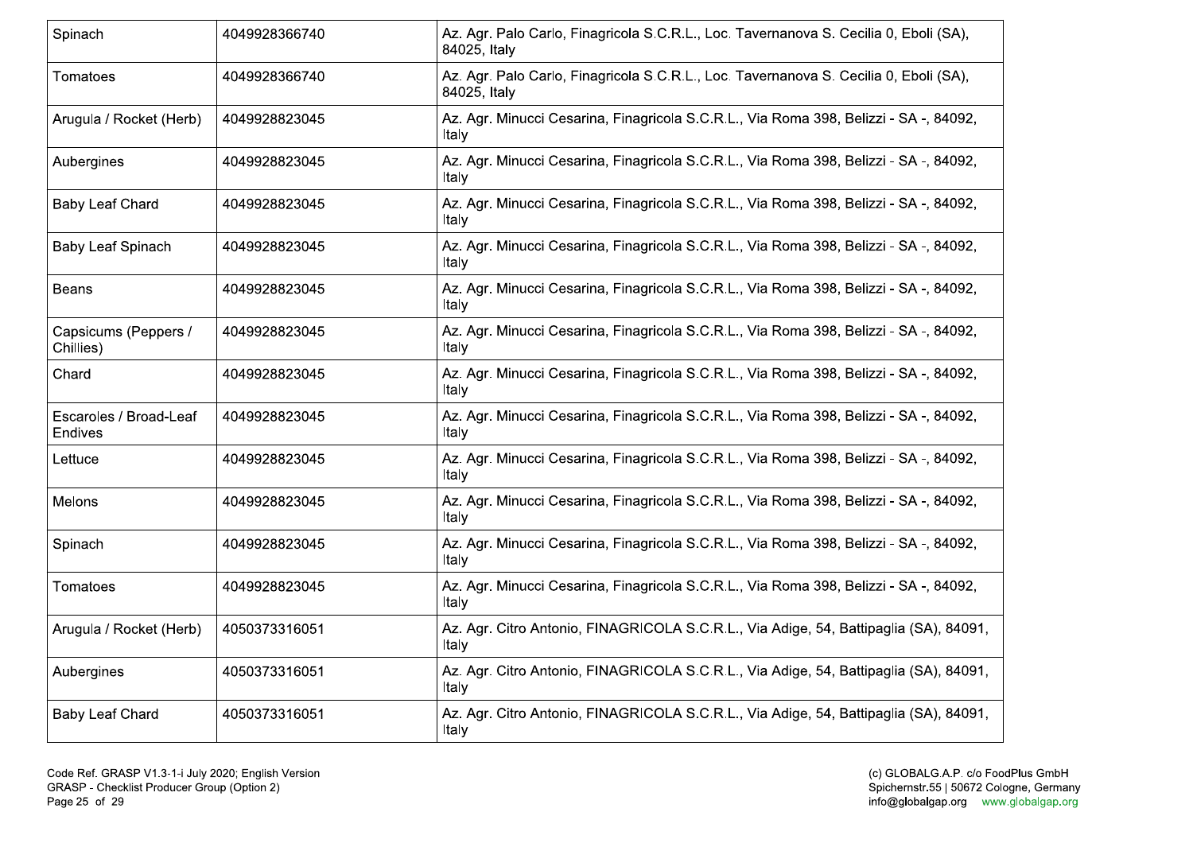| | | |
|---|---|---|
| Spinach | 4049928366740 | Az. Agr. Palo Carlo, Finagricola S.C.R.L., Loc. Tavernanova S. Cecilia 0, Eboli (SA), 84025, Italy |
| Tomatoes | 4049928366740 | Az. Agr. Palo Carlo, Finagricola S.C.R.L., Loc. Tavernanova S. Cecilia 0, Eboli (SA), 84025, Italy |
| Arugula / Rocket (Herb) | 4049928823045 | Az. Agr. Minucci Cesarina, Finagricola S.C.R.L., Via Roma 398, Belizzi - SA -, 84092, Italy |
| Aubergines | 4049928823045 | Az. Agr. Minucci Cesarina, Finagricola S.C.R.L., Via Roma 398, Belizzi - SA -, 84092, Italy |
| Baby Leaf Chard | 4049928823045 | Az. Agr. Minucci Cesarina, Finagricola S.C.R.L., Via Roma 398, Belizzi - SA -, 84092, Italy |
| Baby Leaf Spinach | 4049928823045 | Az. Agr. Minucci Cesarina, Finagricola S.C.R.L., Via Roma 398, Belizzi - SA -, 84092, Italy |
| Beans | 4049928823045 | Az. Agr. Minucci Cesarina, Finagricola S.C.R.L., Via Roma 398, Belizzi - SA -, 84092, Italy |
| Capsicums (Peppers / Chillies) | 4049928823045 | Az. Agr. Minucci Cesarina, Finagricola S.C.R.L., Via Roma 398, Belizzi - SA -, 84092, Italy |
| Chard | 4049928823045 | Az. Agr. Minucci Cesarina, Finagricola S.C.R.L., Via Roma 398, Belizzi - SA -, 84092, Italy |
| Escaroles / Broad-Leaf Endives | 4049928823045 | Az. Agr. Minucci Cesarina, Finagricola S.C.R.L., Via Roma 398, Belizzi - SA -, 84092, Italy |
| Lettuce | 4049928823045 | Az. Agr. Minucci Cesarina, Finagricola S.C.R.L., Via Roma 398, Belizzi - SA -, 84092, Italy |
| Melons | 4049928823045 | Az. Agr. Minucci Cesarina, Finagricola S.C.R.L., Via Roma 398, Belizzi - SA -, 84092, Italy |
| Spinach | 4049928823045 | Az. Agr. Minucci Cesarina, Finagricola S.C.R.L., Via Roma 398, Belizzi - SA -, 84092, Italy |
| Tomatoes | 4049928823045 | Az. Agr. Minucci Cesarina, Finagricola S.C.R.L., Via Roma 398, Belizzi - SA -, 84092, Italy |
| Arugula / Rocket (Herb) | 4050373316051 | Az. Agr. Citro Antonio, FINAGRICOLA S.C.R.L., Via Adige, 54, Battipaglia (SA), 84091, Italy |
| Aubergines | 4050373316051 | Az. Agr. Citro Antonio, FINAGRICOLA S.C.R.L., Via Adige, 54, Battipaglia (SA), 84091, Italy |
| Baby Leaf Chard | 4050373316051 | Az. Agr. Citro Antonio, FINAGRICOLA S.C.R.L., Via Adige, 54, Battipaglia (SA), 84091, Italy |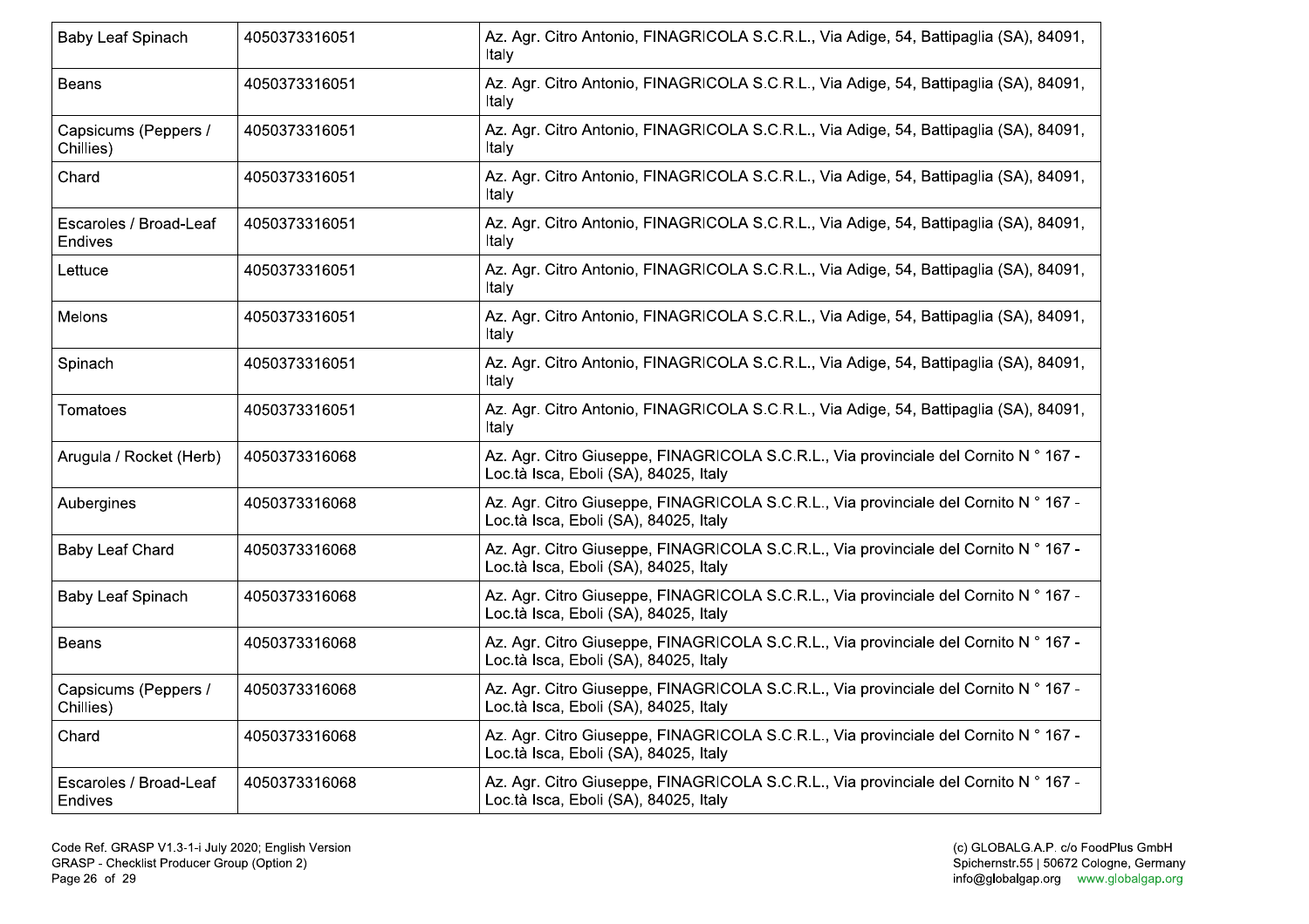| | | |
|---|---|---|
| Baby Leaf Spinach | 4050373316051 | Az. Agr. Citro Antonio, FINAGRICOLA S.C.R.L., Via Adige, 54, Battipaglia (SA), 84091, Italy |
| Beans | 4050373316051 | Az. Agr. Citro Antonio, FINAGRICOLA S.C.R.L., Via Adige, 54, Battipaglia (SA), 84091, Italy |
| Capsicums (Peppers / Chillies) | 4050373316051 | Az. Agr. Citro Antonio, FINAGRICOLA S.C.R.L., Via Adige, 54, Battipaglia (SA), 84091, Italy |
| Chard | 4050373316051 | Az. Agr. Citro Antonio, FINAGRICOLA S.C.R.L., Via Adige, 54, Battipaglia (SA), 84091, Italy |
| Escaroles / Broad-Leaf Endives | 4050373316051 | Az. Agr. Citro Antonio, FINAGRICOLA S.C.R.L., Via Adige, 54, Battipaglia (SA), 84091, Italy |
| Lettuce | 4050373316051 | Az. Agr. Citro Antonio, FINAGRICOLA S.C.R.L., Via Adige, 54, Battipaglia (SA), 84091, Italy |
| Melons | 4050373316051 | Az. Agr. Citro Antonio, FINAGRICOLA S.C.R.L., Via Adige, 54, Battipaglia (SA), 84091, Italy |
| Spinach | 4050373316051 | Az. Agr. Citro Antonio, FINAGRICOLA S.C.R.L., Via Adige, 54, Battipaglia (SA), 84091, Italy |
| Tomatoes | 4050373316051 | Az. Agr. Citro Antonio, FINAGRICOLA S.C.R.L., Via Adige, 54, Battipaglia (SA), 84091, Italy |
| Arugula / Rocket (Herb) | 4050373316068 | Az. Agr. Citro Giuseppe, FINAGRICOLA S.C.R.L., Via provinciale del Cornito N ° 167 - Loc.tà Isca, Eboli (SA), 84025, Italy |
| Aubergines | 4050373316068 | Az. Agr. Citro Giuseppe, FINAGRICOLA S.C.R.L., Via provinciale del Cornito N ° 167 - Loc.tà Isca, Eboli (SA), 84025, Italy |
| Baby Leaf Chard | 4050373316068 | Az. Agr. Citro Giuseppe, FINAGRICOLA S.C.R.L., Via provinciale del Cornito N ° 167 - Loc.tà Isca, Eboli (SA), 84025, Italy |
| Baby Leaf Spinach | 4050373316068 | Az. Agr. Citro Giuseppe, FINAGRICOLA S.C.R.L., Via provinciale del Cornito N ° 167 - Loc.tà Isca, Eboli (SA), 84025, Italy |
| Beans | 4050373316068 | Az. Agr. Citro Giuseppe, FINAGRICOLA S.C.R.L., Via provinciale del Cornito N ° 167 - Loc.tà Isca, Eboli (SA), 84025, Italy |
| Capsicums (Peppers / Chillies) | 4050373316068 | Az. Agr. Citro Giuseppe, FINAGRICOLA S.C.R.L., Via provinciale del Cornito N ° 167 - Loc.tà Isca, Eboli (SA), 84025, Italy |
| Chard | 4050373316068 | Az. Agr. Citro Giuseppe, FINAGRICOLA S.C.R.L., Via provinciale del Cornito N ° 167 - Loc.tà Isca, Eboli (SA), 84025, Italy |
| Escaroles / Broad-Leaf Endives | 4050373316068 | Az. Agr. Citro Giuseppe, FINAGRICOLA S.C.R.L., Via provinciale del Cornito N ° 167 - Loc.tà Isca, Eboli (SA), 84025, Italy |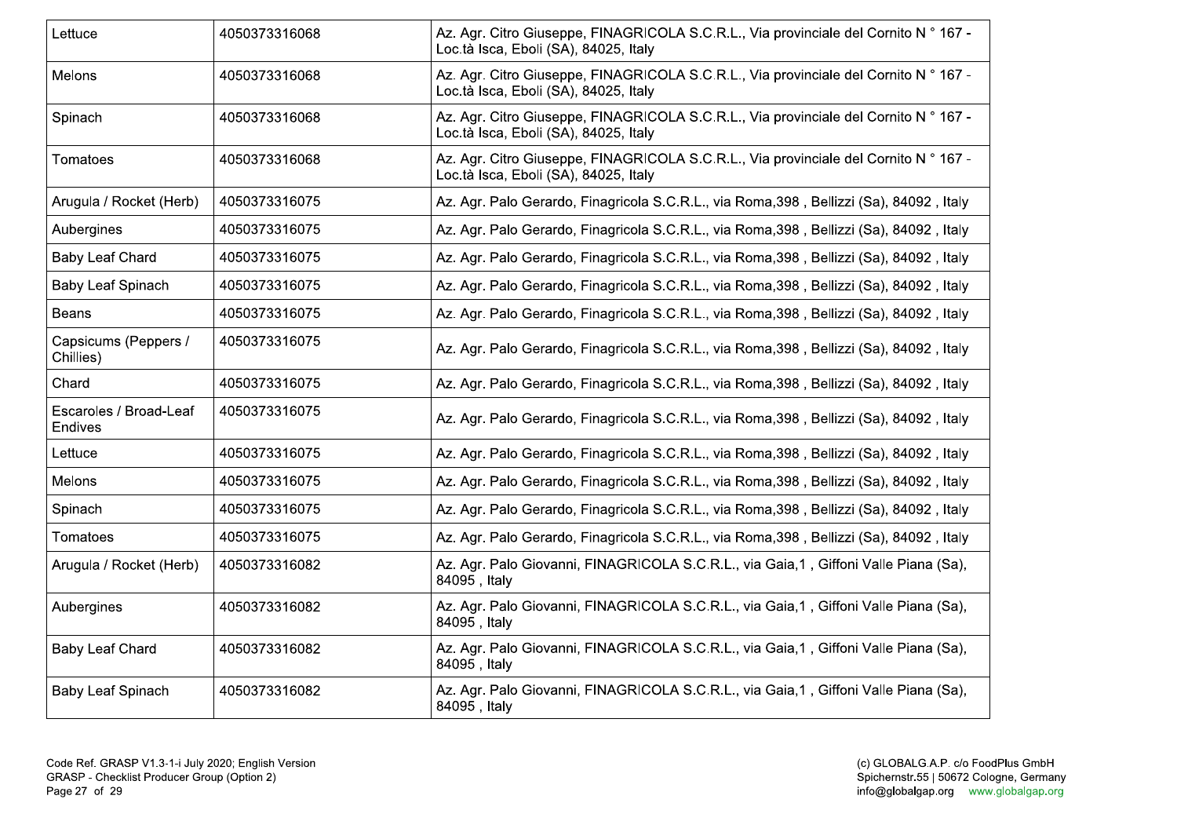| Lettuce | 4050373316068 | Az. Agr. Citro Giuseppe, FINAGRICOLA S.C.R.L., Via provinciale del Cornito N ° 167 - Loc.tà Isca, Eboli (SA), 84025, Italy |
|---|---|---|
| Melons | 4050373316068 | Az. Agr. Citro Giuseppe, FINAGRICOLA S.C.R.L., Via provinciale del Cornito N ° 167 - Loc.tà Isca, Eboli (SA), 84025, Italy |
| Spinach | 4050373316068 | Az. Agr. Citro Giuseppe, FINAGRICOLA S.C.R.L., Via provinciale del Cornito N ° 167 - Loc.tà Isca, Eboli (SA), 84025, Italy |
| Tomatoes | 4050373316068 | Az. Agr. Citro Giuseppe, FINAGRICOLA S.C.R.L., Via provinciale del Cornito N ° 167 - Loc.tà Isca, Eboli (SA), 84025, Italy |
| Arugula / Rocket (Herb) | 4050373316075 | Az. Agr. Palo Gerardo, Finagricola S.C.R.L., via Roma,398 , Bellizzi (Sa), 84092 , Italy |
| Aubergines | 4050373316075 | Az. Agr. Palo Gerardo, Finagricola S.C.R.L., via Roma,398 , Bellizzi (Sa), 84092 , Italy |
| Baby Leaf Chard | 4050373316075 | Az. Agr. Palo Gerardo, Finagricola S.C.R.L., via Roma,398 , Bellizzi (Sa), 84092 , Italy |
| Baby Leaf Spinach | 4050373316075 | Az. Agr. Palo Gerardo, Finagricola S.C.R.L., via Roma,398 , Bellizzi (Sa), 84092 , Italy |
| Beans | 4050373316075 | Az. Agr. Palo Gerardo, Finagricola S.C.R.L., via Roma,398 , Bellizzi (Sa), 84092 , Italy |
| Capsicums (Peppers / Chillies) | 4050373316075 | Az. Agr. Palo Gerardo, Finagricola S.C.R.L., via Roma,398 , Bellizzi (Sa), 84092 , Italy |
| Chard | 4050373316075 | Az. Agr. Palo Gerardo, Finagricola S.C.R.L., via Roma,398 , Bellizzi (Sa), 84092 , Italy |
| Escaroles / Broad-Leaf Endives | 4050373316075 | Az. Agr. Palo Gerardo, Finagricola S.C.R.L., via Roma,398 , Bellizzi (Sa), 84092 , Italy |
| Lettuce | 4050373316075 | Az. Agr. Palo Gerardo, Finagricola S.C.R.L., via Roma,398 , Bellizzi (Sa), 84092 , Italy |
| Melons | 4050373316075 | Az. Agr. Palo Gerardo, Finagricola S.C.R.L., via Roma,398 , Bellizzi (Sa), 84092 , Italy |
| Spinach | 4050373316075 | Az. Agr. Palo Gerardo, Finagricola S.C.R.L., via Roma,398 , Bellizzi (Sa), 84092 , Italy |
| Tomatoes | 4050373316075 | Az. Agr. Palo Gerardo, Finagricola S.C.R.L., via Roma,398 , Bellizzi (Sa), 84092 , Italy |
| Arugula / Rocket (Herb) | 4050373316082 | Az. Agr. Palo Giovanni, FINAGRICOLA S.C.R.L., via Gaia,1 , Giffoni Valle Piana (Sa), 84095 , Italy |
| Aubergines | 4050373316082 | Az. Agr. Palo Giovanni, FINAGRICOLA S.C.R.L., via Gaia,1 , Giffoni Valle Piana (Sa), 84095 , Italy |
| Baby Leaf Chard | 4050373316082 | Az. Agr. Palo Giovanni, FINAGRICOLA S.C.R.L., via Gaia,1 , Giffoni Valle Piana (Sa), 84095 , Italy |
| Baby Leaf Spinach | 4050373316082 | Az. Agr. Palo Giovanni, FINAGRICOLA S.C.R.L., via Gaia,1 , Giffoni Valle Piana (Sa), 84095 , Italy |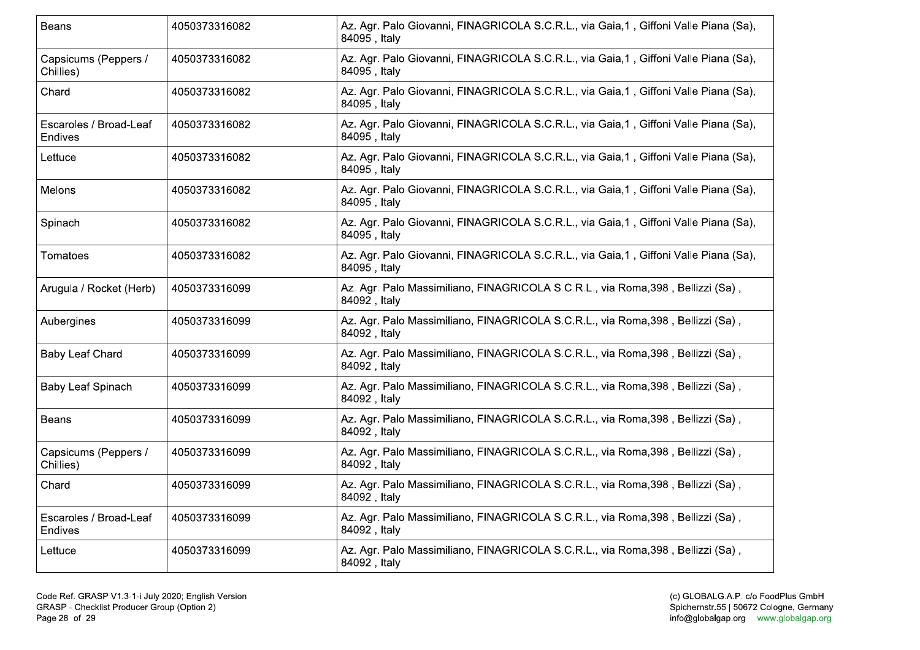| Beans | 4050373316082 | Az. Agr. Palo Giovanni, FINAGRICOLA S.C.R.L., via Gaia,1 , Giffoni Valle Piana (Sa), 84095 , Italy |
|---|---|---|
| Capsicums (Peppers / Chillies) | 4050373316082 | Az. Agr. Palo Giovanni, FINAGRICOLA S.C.R.L., via Gaia,1 , Giffoni Valle Piana (Sa), 84095 , Italy |
| Chard | 4050373316082 | Az. Agr. Palo Giovanni, FINAGRICOLA S.C.R.L., via Gaia,1 , Giffoni Valle Piana (Sa), 84095 , Italy |
| Escaroles / Broad-Leaf Endives | 4050373316082 | Az. Agr. Palo Giovanni, FINAGRICOLA S.C.R.L., via Gaia,1 , Giffoni Valle Piana (Sa), 84095 , Italy |
| Lettuce | 4050373316082 | Az. Agr. Palo Giovanni, FINAGRICOLA S.C.R.L., via Gaia,1 , Giffoni Valle Piana (Sa), 84095 , Italy |
| Melons | 4050373316082 | Az. Agr. Palo Giovanni, FINAGRICOLA S.C.R.L., via Gaia,1 , Giffoni Valle Piana (Sa), 84095 , Italy |
| Spinach | 4050373316082 | Az. Agr. Palo Giovanni, FINAGRICOLA S.C.R.L., via Gaia,1 , Giffoni Valle Piana (Sa), 84095 , Italy |
| Tomatoes | 4050373316082 | Az. Agr. Palo Giovanni, FINAGRICOLA S.C.R.L., via Gaia,1 , Giffoni Valle Piana (Sa), 84095 , Italy |
| Arugula / Rocket (Herb) | 4050373316099 | Az. Agr. Palo Massimiliano, FINAGRICOLA S.C.R.L., via Roma,398 , Bellizzi (Sa) , 84092 , Italy |
| Aubergines | 4050373316099 | Az. Agr. Palo Massimiliano, FINAGRICOLA S.C.R.L., via Roma,398 , Bellizzi (Sa) , 84092 , Italy |
| Baby Leaf Chard | 4050373316099 | Az. Agr. Palo Massimiliano, FINAGRICOLA S.C.R.L., via Roma,398 , Bellizzi (Sa) , 84092 , Italy |
| Baby Leaf Spinach | 4050373316099 | Az. Agr. Palo Massimiliano, FINAGRICOLA S.C.R.L., via Roma,398 , Bellizzi (Sa) , 84092 , Italy |
| Beans | 4050373316099 | Az. Agr. Palo Massimiliano, FINAGRICOLA S.C.R.L., via Roma,398 , Bellizzi (Sa) , 84092 , Italy |
| Capsicums (Peppers / Chillies) | 4050373316099 | Az. Agr. Palo Massimiliano, FINAGRICOLA S.C.R.L., via Roma,398 , Bellizzi (Sa) , 84092 , Italy |
| Chard | 4050373316099 | Az. Agr. Palo Massimiliano, FINAGRICOLA S.C.R.L., via Roma,398 , Bellizzi (Sa) , 84092 , Italy |
| Escaroles / Broad-Leaf Endives | 4050373316099 | Az. Agr. Palo Massimiliano, FINAGRICOLA S.C.R.L., via Roma,398 , Bellizzi (Sa) , 84092 , Italy |
| Lettuce | 4050373316099 | Az. Agr. Palo Massimiliano, FINAGRICOLA S.C.R.L., via Roma,398 , Bellizzi (Sa) , 84092 , Italy |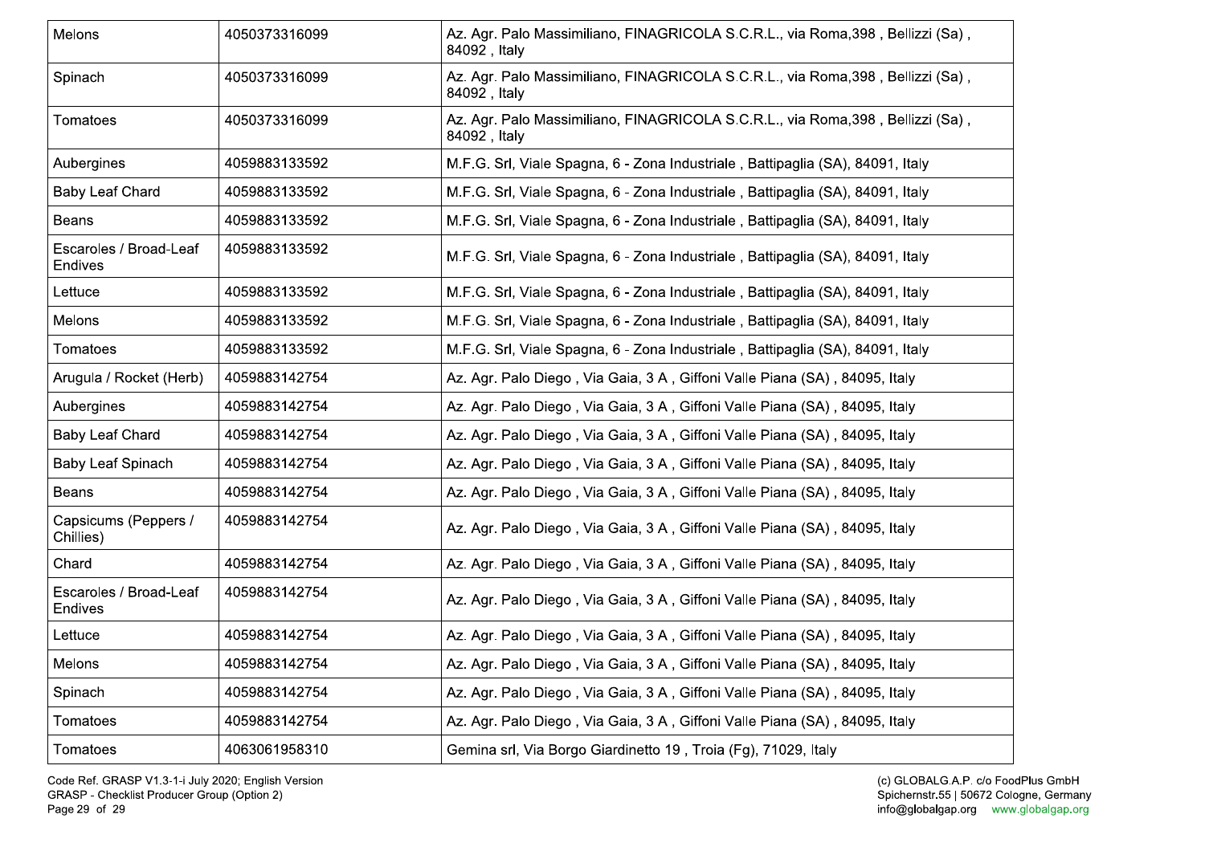| | | |
|---|---|---|
| Melons | 4050373316099 | Az. Agr. Palo Massimiliano, FINAGRICOLA S.C.R.L., via Roma,398 , Bellizzi (Sa) , 84092 , Italy |
| Spinach | 4050373316099 | Az. Agr. Palo Massimiliano, FINAGRICOLA S.C.R.L., via Roma,398 , Bellizzi (Sa) , 84092 , Italy |
| Tomatoes | 4050373316099 | Az. Agr. Palo Massimiliano, FINAGRICOLA S.C.R.L., via Roma,398 , Bellizzi (Sa) , 84092 , Italy |
| Aubergines | 4059883133592 | M.F.G. Srl, Viale Spagna, 6 - Zona Industriale , Battipaglia (SA), 84091, Italy |
| Baby Leaf Chard | 4059883133592 | M.F.G. Srl, Viale Spagna, 6 - Zona Industriale , Battipaglia (SA), 84091, Italy |
| Beans | 4059883133592 | M.F.G. Srl, Viale Spagna, 6 - Zona Industriale , Battipaglia (SA), 84091, Italy |
| Escaroles / Broad-Leaf Endives | 4059883133592 | M.F.G. Srl, Viale Spagna, 6 - Zona Industriale , Battipaglia (SA), 84091, Italy |
| Lettuce | 4059883133592 | M.F.G. Srl, Viale Spagna, 6 - Zona Industriale , Battipaglia (SA), 84091, Italy |
| Melons | 4059883133592 | M.F.G. Srl, Viale Spagna, 6 - Zona Industriale , Battipaglia (SA), 84091, Italy |
| Tomatoes | 4059883133592 | M.F.G. Srl, Viale Spagna, 6 - Zona Industriale , Battipaglia (SA), 84091, Italy |
| Arugula / Rocket (Herb) | 4059883142754 | Az. Agr. Palo Diego , Via Gaia, 3 A , Giffoni Valle Piana (SA) , 84095, Italy |
| Aubergines | 4059883142754 | Az. Agr. Palo Diego , Via Gaia, 3 A , Giffoni Valle Piana (SA) , 84095, Italy |
| Baby Leaf Chard | 4059883142754 | Az. Agr. Palo Diego , Via Gaia, 3 A , Giffoni Valle Piana (SA) , 84095, Italy |
| Baby Leaf Spinach | 4059883142754 | Az. Agr. Palo Diego , Via Gaia, 3 A , Giffoni Valle Piana (SA) , 84095, Italy |
| Beans | 4059883142754 | Az. Agr. Palo Diego , Via Gaia, 3 A , Giffoni Valle Piana (SA) , 84095, Italy |
| Capsicums (Peppers / Chillies) | 4059883142754 | Az. Agr. Palo Diego , Via Gaia, 3 A , Giffoni Valle Piana (SA) , 84095, Italy |
| Chard | 4059883142754 | Az. Agr. Palo Diego , Via Gaia, 3 A , Giffoni Valle Piana (SA) , 84095, Italy |
| Escaroles / Broad-Leaf Endives | 4059883142754 | Az. Agr. Palo Diego , Via Gaia, 3 A , Giffoni Valle Piana (SA) , 84095, Italy |
| Lettuce | 4059883142754 | Az. Agr. Palo Diego , Via Gaia, 3 A , Giffoni Valle Piana (SA) , 84095, Italy |
| Melons | 4059883142754 | Az. Agr. Palo Diego , Via Gaia, 3 A , Giffoni Valle Piana (SA) , 84095, Italy |
| Spinach | 4059883142754 | Az. Agr. Palo Diego , Via Gaia, 3 A , Giffoni Valle Piana (SA) , 84095, Italy |
| Tomatoes | 4059883142754 | Az. Agr. Palo Diego , Via Gaia, 3 A , Giffoni Valle Piana (SA) , 84095, Italy |
| Tomatoes | 4063061958310 | Gemina srl, Via Borgo Giardinetto 19 , Troia (Fg), 71029, Italy |